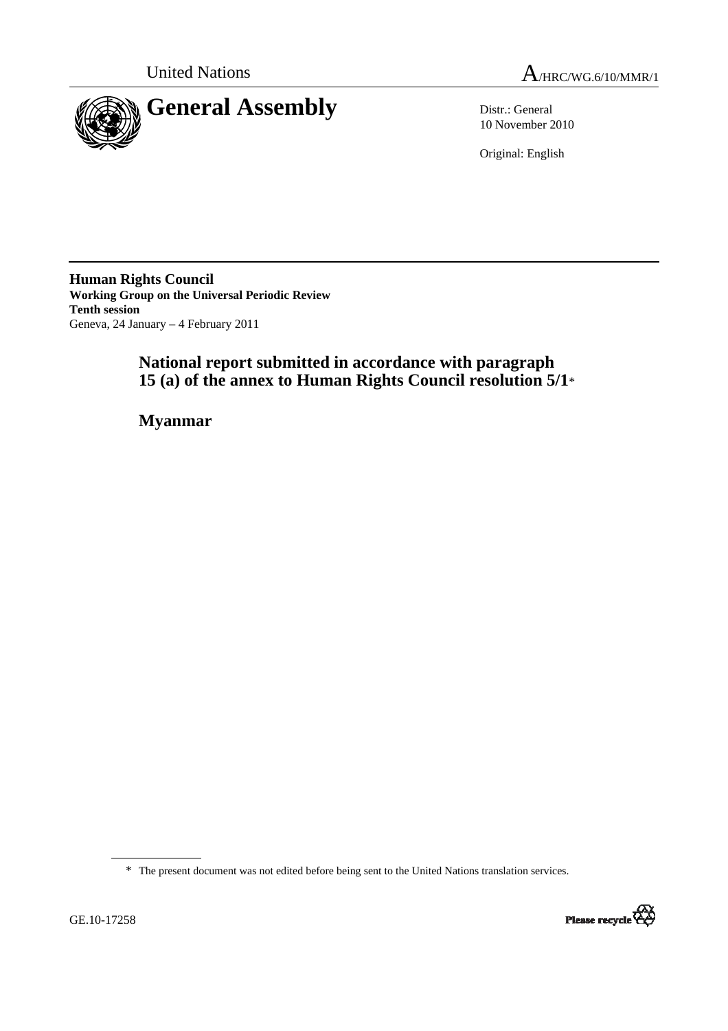United Nations A/HRC/WG.6/10/MMR/1

# General Assembly

Distr.: General
10 November 2010

Original: English

**Human Rights Council**
**Working Group on the Universal Periodic Review**
**Tenth session**
Geneva, 24 January – 4 February 2011

## National report submitted in accordance with paragraph 15 (a) of the annex to Human Rights Council resolution 5/1*

## Myanmar

\* The present document was not edited before being sent to the United Nations translation services.

GE.10-17258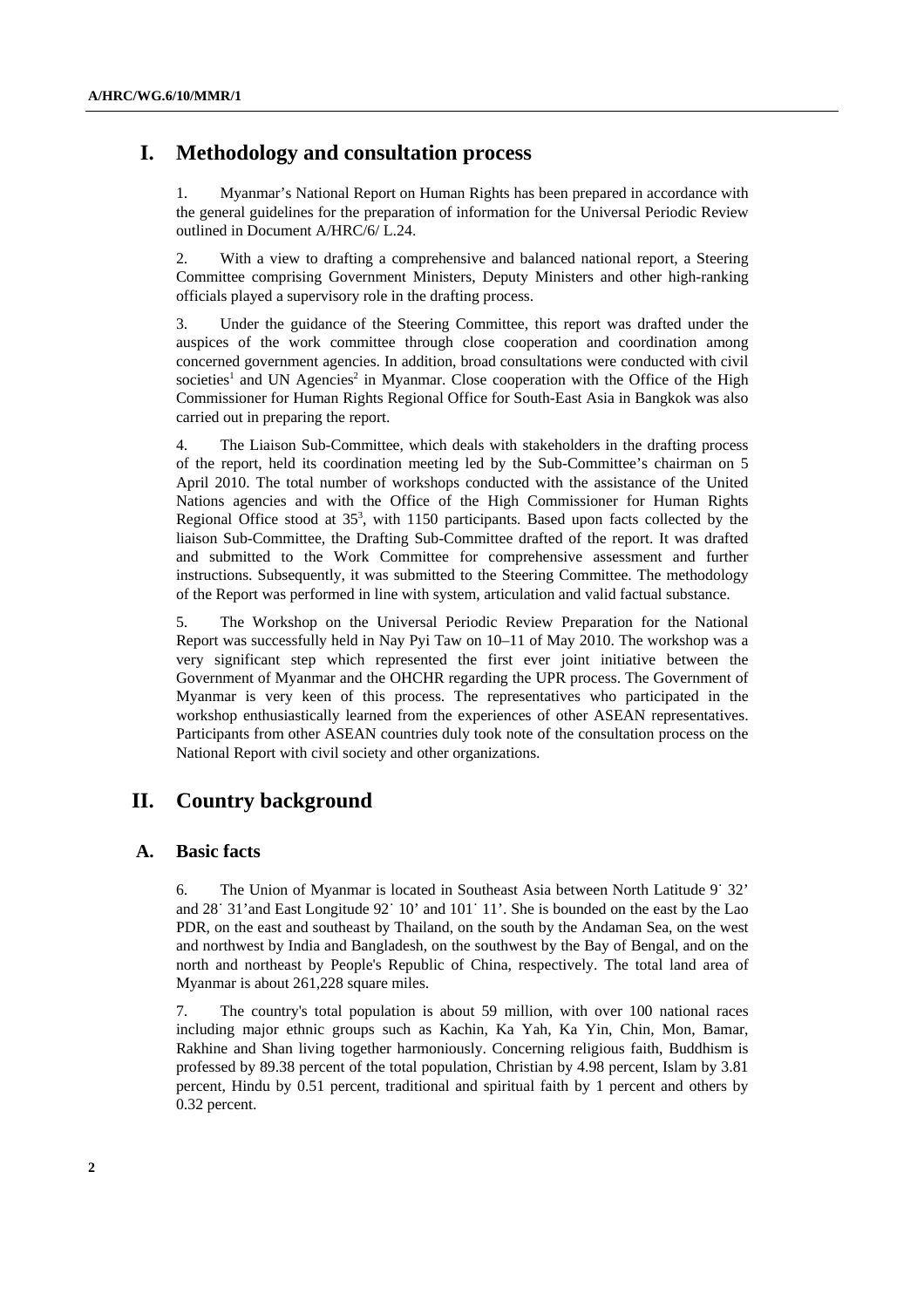# I. Methodology and consultation process

1. Myanmar's National Report on Human Rights has been prepared in accordance with the general guidelines for the preparation of information for the Universal Periodic Review outlined in Document A/HRC/6/ L.24.

2. With a view to drafting a comprehensive and balanced national report, a Steering Committee comprising Government Ministers, Deputy Ministers and other high-ranking officials played a supervisory role in the drafting process.

3. Under the guidance of the Steering Committee, this report was drafted under the auspices of the work committee through close cooperation and coordination among concerned government agencies. In addition, broad consultations were conducted with civil societies[1] and UN Agencies[2] in Myanmar. Close cooperation with the Office of the High Commissioner for Human Rights Regional Office for South-East Asia in Bangkok was also carried out in preparing the report.

4. The Liaison Sub-Committee, which deals with stakeholders in the drafting process of the report, held its coordination meeting led by the Sub-Committee's chairman on 5 April 2010. The total number of workshops conducted with the assistance of the United Nations agencies and with the Office of the High Commissioner for Human Rights Regional Office stood at 35[3], with 1150 participants. Based upon facts collected by the liaison Sub-Committee, the Drafting Sub-Committee drafted of the report. It was drafted and submitted to the Work Committee for comprehensive assessment and further instructions. Subsequently, it was submitted to the Steering Committee. The methodology of the Report was performed in line with system, articulation and valid factual substance.

5. The Workshop on the Universal Periodic Review Preparation for the National Report was successfully held in Nay Pyi Taw on 10–11 of May 2010. The workshop was a very significant step which represented the first ever joint initiative between the Government of Myanmar and the OHCHR regarding the UPR process. The Government of Myanmar is very keen of this process. The representatives who participated in the workshop enthusiastically learned from the experiences of other ASEAN representatives. Participants from other ASEAN countries duly took note of the consultation process on the National Report with civil society and other organizations.

# II. Country background

## A. Basic facts

6. The Union of Myanmar is located in Southeast Asia between North Latitude 9˙ 32' and 28˙ 31' and East Longitude 92˙ 10' and 101˙ 11'. She is bounded on the east by the Lao PDR, on the east and southeast by Thailand, on the south by the Andaman Sea, on the west and northwest by India and Bangladesh, on the southwest by the Bay of Bengal, and on the north and northeast by People's Republic of China, respectively. The total land area of Myanmar is about 261,228 square miles.

7. The country's total population is about 59 million, with over 100 national races including major ethnic groups such as Kachin, Ka Yah, Ka Yin, Chin, Mon, Bamar, Rakhine and Shan living together harmoniously. Concerning religious faith, Buddhism is professed by 89.38 percent of the total population, Christian by 4.98 percent, Islam by 3.81 percent, Hindu by 0.51 percent, traditional and spiritual faith by 1 percent and others by 0.32 percent.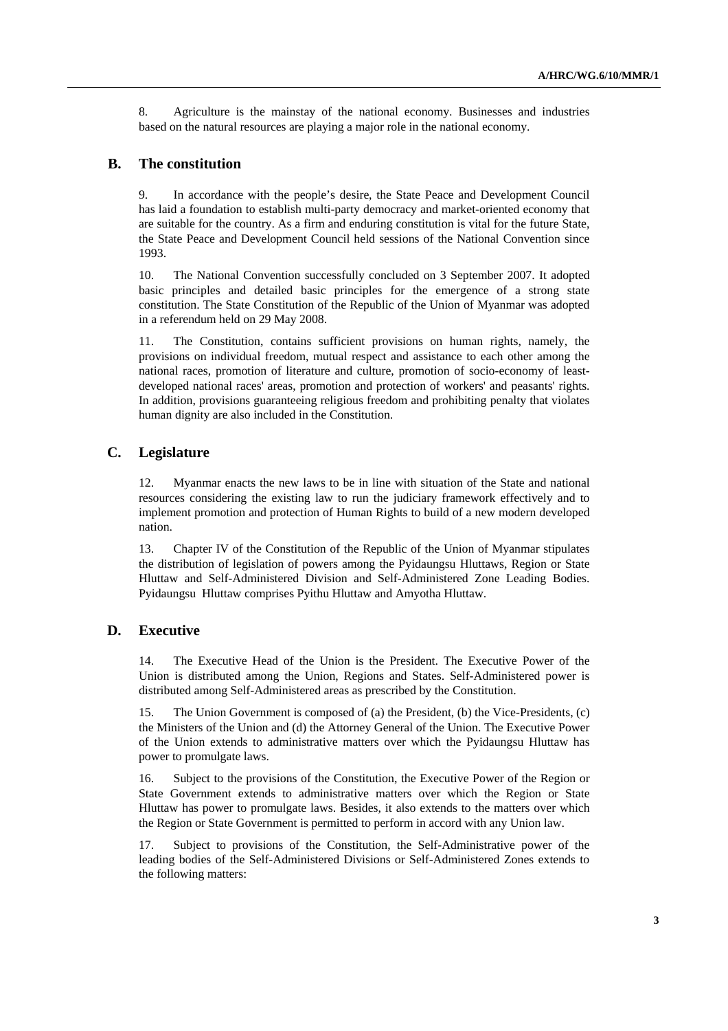8. Agriculture is the mainstay of the national economy. Businesses and industries based on the natural resources are playing a major role in the national economy.

## B. The constitution

9. In accordance with the people's desire, the State Peace and Development Council has laid a foundation to establish multi-party democracy and market-oriented economy that are suitable for the country. As a firm and enduring constitution is vital for the future State, the State Peace and Development Council held sessions of the National Convention since 1993.

10. The National Convention successfully concluded on 3 September 2007. It adopted basic principles and detailed basic principles for the emergence of a strong state constitution. The State Constitution of the Republic of the Union of Myanmar was adopted in a referendum held on 29 May 2008.

11. The Constitution, contains sufficient provisions on human rights, namely, the provisions on individual freedom, mutual respect and assistance to each other among the national races, promotion of literature and culture, promotion of socio-economy of least-developed national races' areas, promotion and protection of workers' and peasants' rights. In addition, provisions guaranteeing religious freedom and prohibiting penalty that violates human dignity are also included in the Constitution.

## C. Legislature

12. Myanmar enacts the new laws to be in line with situation of the State and national resources considering the existing law to run the judiciary framework effectively and to implement promotion and protection of Human Rights to build of a new modern developed nation.

13. Chapter IV of the Constitution of the Republic of the Union of Myanmar stipulates the distribution of legislation of powers among the Pyidaungsu Hluttaws, Region or State Hluttaw and Self-Administered Division and Self-Administered Zone Leading Bodies. Pyidaungsu Hluttaw comprises Pyithu Hluttaw and Amyotha Hluttaw.

## D. Executive

14. The Executive Head of the Union is the President. The Executive Power of the Union is distributed among the Union, Regions and States. Self-Administered power is distributed among Self-Administered areas as prescribed by the Constitution.

15. The Union Government is composed of (a) the President, (b) the Vice-Presidents, (c) the Ministers of the Union and (d) the Attorney General of the Union. The Executive Power of the Union extends to administrative matters over which the Pyidaungsu Hluttaw has power to promulgate laws.

16. Subject to the provisions of the Constitution, the Executive Power of the Region or State Government extends to administrative matters over which the Region or State Hluttaw has power to promulgate laws. Besides, it also extends to the matters over which the Region or State Government is permitted to perform in accord with any Union law.

17. Subject to provisions of the Constitution, the Self-Administrative power of the leading bodies of the Self-Administered Divisions or Self-Administered Zones extends to the following matters: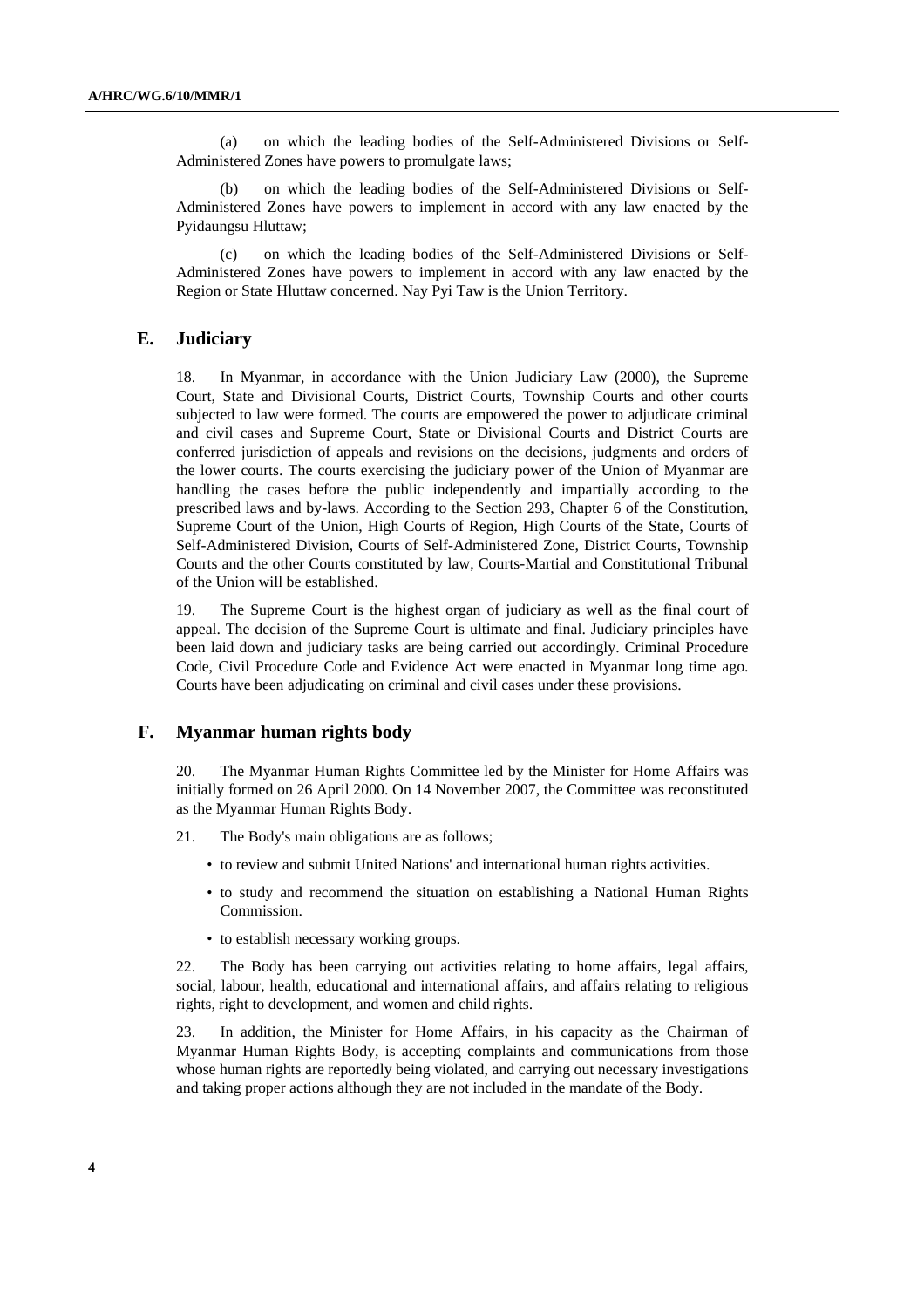(a) on which the leading bodies of the Self-Administered Divisions or Self-Administered Zones have powers to promulgate laws;

(b) on which the leading bodies of the Self-Administered Divisions or Self-Administered Zones have powers to implement in accord with any law enacted by the Pyidaungsu Hluttaw;

(c) on which the leading bodies of the Self-Administered Divisions or Self-Administered Zones have powers to implement in accord with any law enacted by the Region or State Hluttaw concerned. Nay Pyi Taw is the Union Territory.

## E. Judiciary

18. In Myanmar, in accordance with the Union Judiciary Law (2000), the Supreme Court, State and Divisional Courts, District Courts, Township Courts and other courts subjected to law were formed. The courts are empowered the power to adjudicate criminal and civil cases and Supreme Court, State or Divisional Courts and District Courts are conferred jurisdiction of appeals and revisions on the decisions, judgments and orders of the lower courts. The courts exercising the judiciary power of the Union of Myanmar are handling the cases before the public independently and impartially according to the prescribed laws and by-laws. According to the Section 293, Chapter 6 of the Constitution, Supreme Court of the Union, High Courts of Region, High Courts of the State, Courts of Self-Administered Division, Courts of Self-Administered Zone, District Courts, Township Courts and the other Courts constituted by law, Courts-Martial and Constitutional Tribunal of the Union will be established.

19. The Supreme Court is the highest organ of judiciary as well as the final court of appeal. The decision of the Supreme Court is ultimate and final. Judiciary principles have been laid down and judiciary tasks are being carried out accordingly. Criminal Procedure Code, Civil Procedure Code and Evidence Act were enacted in Myanmar long time ago. Courts have been adjudicating on criminal and civil cases under these provisions.

## F. Myanmar human rights body

20. The Myanmar Human Rights Committee led by the Minister for Home Affairs was initially formed on 26 April 2000. On 14 November 2007, the Committee was reconstituted as the Myanmar Human Rights Body.

21. The Body's main obligations are as follows;

- to review and submit United Nations' and international human rights activities.
- to study and recommend the situation on establishing a National Human Rights Commission.
- to establish necessary working groups.

22. The Body has been carrying out activities relating to home affairs, legal affairs, social, labour, health, educational and international affairs, and affairs relating to religious rights, right to development, and women and child rights.

23. In addition, the Minister for Home Affairs, in his capacity as the Chairman of Myanmar Human Rights Body, is accepting complaints and communications from those whose human rights are reportedly being violated, and carrying out necessary investigations and taking proper actions although they are not included in the mandate of the Body.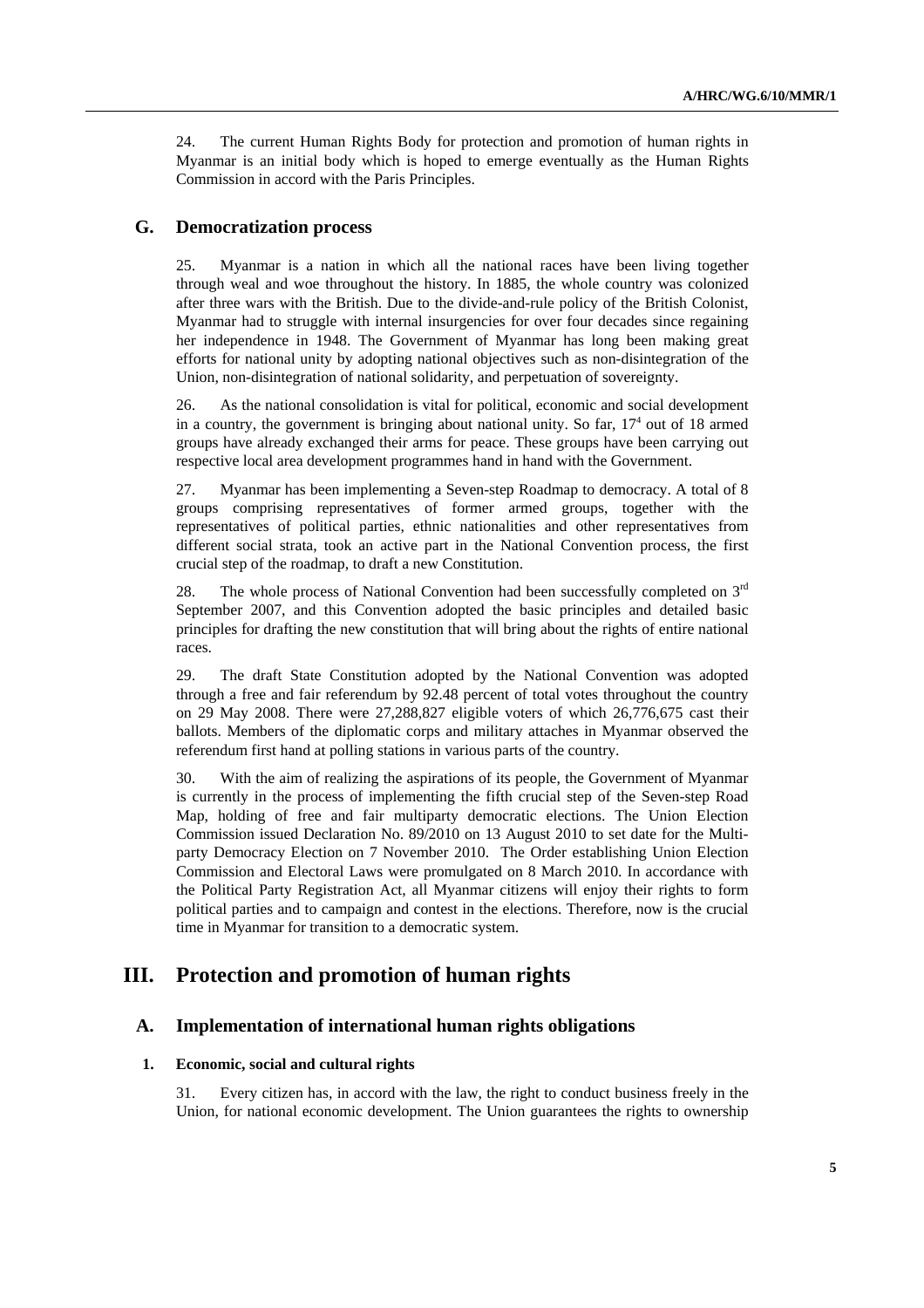24. The current Human Rights Body for protection and promotion of human rights in Myanmar is an initial body which is hoped to emerge eventually as the Human Rights Commission in accord with the Paris Principles.

### G. Democratization process

25. Myanmar is a nation in which all the national races have been living together through weal and woe throughout the history. In 1885, the whole country was colonized after three wars with the British. Due to the divide-and-rule policy of the British Colonist, Myanmar had to struggle with internal insurgencies for over four decades since regaining her independence in 1948. The Government of Myanmar has long been making great efforts for national unity by adopting national objectives such as non-disintegration of the Union, non-disintegration of national solidarity, and perpetuation of sovereignty.

26. As the national consolidation is vital for political, economic and social development in a country, the government is bringing about national unity. So far, 17[4] out of 18 armed groups have already exchanged their arms for peace. These groups have been carrying out respective local area development programmes hand in hand with the Government.

27. Myanmar has been implementing a Seven-step Roadmap to democracy. A total of 8 groups comprising representatives of former armed groups, together with the representatives of political parties, ethnic nationalities and other representatives from different social strata, took an active part in the National Convention process, the first crucial step of the roadmap, to draft a new Constitution.

28. The whole process of National Convention had been successfully completed on 3rd September 2007, and this Convention adopted the basic principles and detailed basic principles for drafting the new constitution that will bring about the rights of entire national races.

29. The draft State Constitution adopted by the National Convention was adopted through a free and fair referendum by 92.48 percent of total votes throughout the country on 29 May 2008. There were 27,288,827 eligible voters of which 26,776,675 cast their ballots. Members of the diplomatic corps and military attaches in Myanmar observed the referendum first hand at polling stations in various parts of the country.

30. With the aim of realizing the aspirations of its people, the Government of Myanmar is currently in the process of implementing the fifth crucial step of the Seven-step Road Map, holding of free and fair multiparty democratic elections. The Union Election Commission issued Declaration No. 89/2010 on 13 August 2010 to set date for the Multi-party Democracy Election on 7 November 2010. The Order establishing Union Election Commission and Electoral Laws were promulgated on 8 March 2010. In accordance with the Political Party Registration Act, all Myanmar citizens will enjoy their rights to form political parties and to campaign and contest in the elections. Therefore, now is the crucial time in Myanmar for transition to a democratic system.

## III. Protection and promotion of human rights

### A. Implementation of international human rights obligations

#### 1. Economic, social and cultural rights

31. Every citizen has, in accord with the law, the right to conduct business freely in the Union, for national economic development. The Union guarantees the rights to ownership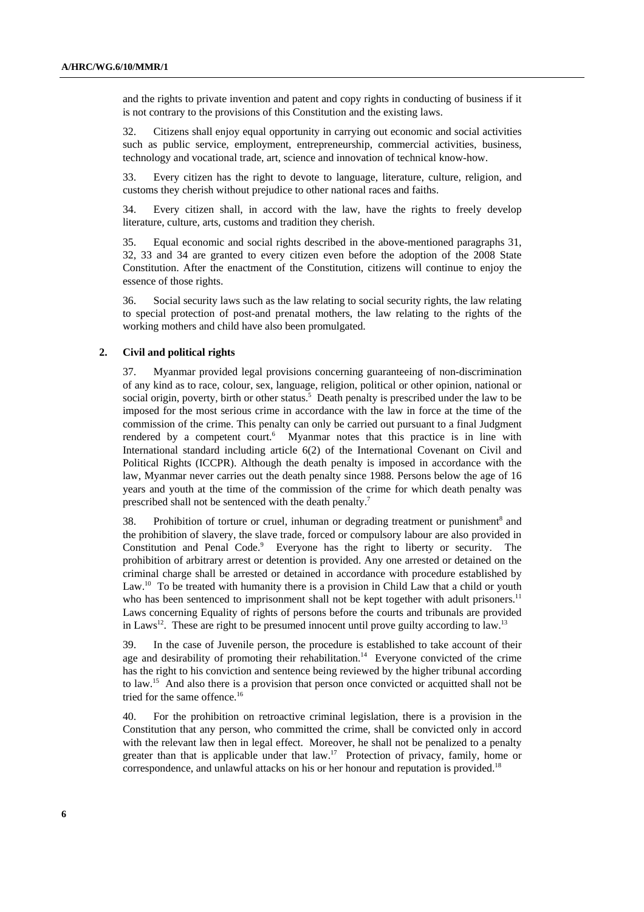and the rights to private invention and patent and copy rights in conducting of business if it is not contrary to the provisions of this Constitution and the existing laws.

32. Citizens shall enjoy equal opportunity in carrying out economic and social activities such as public service, employment, entrepreneurship, commercial activities, business, technology and vocational trade, art, science and innovation of technical know-how.

33. Every citizen has the right to devote to language, literature, culture, religion, and customs they cherish without prejudice to other national races and faiths.

34. Every citizen shall, in accord with the law, have the rights to freely develop literature, culture, arts, customs and tradition they cherish.

35. Equal economic and social rights described in the above-mentioned paragraphs 31, 32, 33 and 34 are granted to every citizen even before the adoption of the 2008 State Constitution. After the enactment of the Constitution, citizens will continue to enjoy the essence of those rights.

36. Social security laws such as the law relating to social security rights, the law relating to special protection of post-and prenatal mothers, the law relating to the rights of the working mothers and child have also been promulgated.

### 2. Civil and political rights

37. Myanmar provided legal provisions concerning guaranteeing of non-discrimination of any kind as to race, colour, sex, language, religion, political or other opinion, national or social origin, poverty, birth or other status.[5] Death penalty is prescribed under the law to be imposed for the most serious crime in accordance with the law in force at the time of the commission of the crime. This penalty can only be carried out pursuant to a final Judgment rendered by a competent court.[6] Myanmar notes that this practice is in line with International standard including article 6(2) of the International Covenant on Civil and Political Rights (ICCPR). Although the death penalty is imposed in accordance with the law, Myanmar never carries out the death penalty since 1988. Persons below the age of 16 years and youth at the time of the commission of the crime for which death penalty was prescribed shall not be sentenced with the death penalty.[7]

38. Prohibition of torture or cruel, inhuman or degrading treatment or punishment[8] and the prohibition of slavery, the slave trade, forced or compulsory labour are also provided in Constitution and Penal Code.[9] Everyone has the right to liberty or security. The prohibition of arbitrary arrest or detention is provided. Any one arrested or detained on the criminal charge shall be arrested or detained in accordance with procedure established by Law.[10] To be treated with humanity there is a provision in Child Law that a child or youth who has been sentenced to imprisonment shall not be kept together with adult prisoners.[11] Laws concerning Equality of rights of persons before the courts and tribunals are provided in Laws[12]. These are right to be presumed innocent until prove guilty according to law.[13]

39. In the case of Juvenile person, the procedure is established to take account of their age and desirability of promoting their rehabilitation.[14] Everyone convicted of the crime has the right to his conviction and sentence being reviewed by the higher tribunal according to law.[15] And also there is a provision that person once convicted or acquitted shall not be tried for the same offence.[16]

40. For the prohibition on retroactive criminal legislation, there is a provision in the Constitution that any person, who committed the crime, shall be convicted only in accord with the relevant law then in legal effect. Moreover, he shall not be penalized to a penalty greater than that is applicable under that law.[17] Protection of privacy, family, home or correspondence, and unlawful attacks on his or her honour and reputation is provided.[18]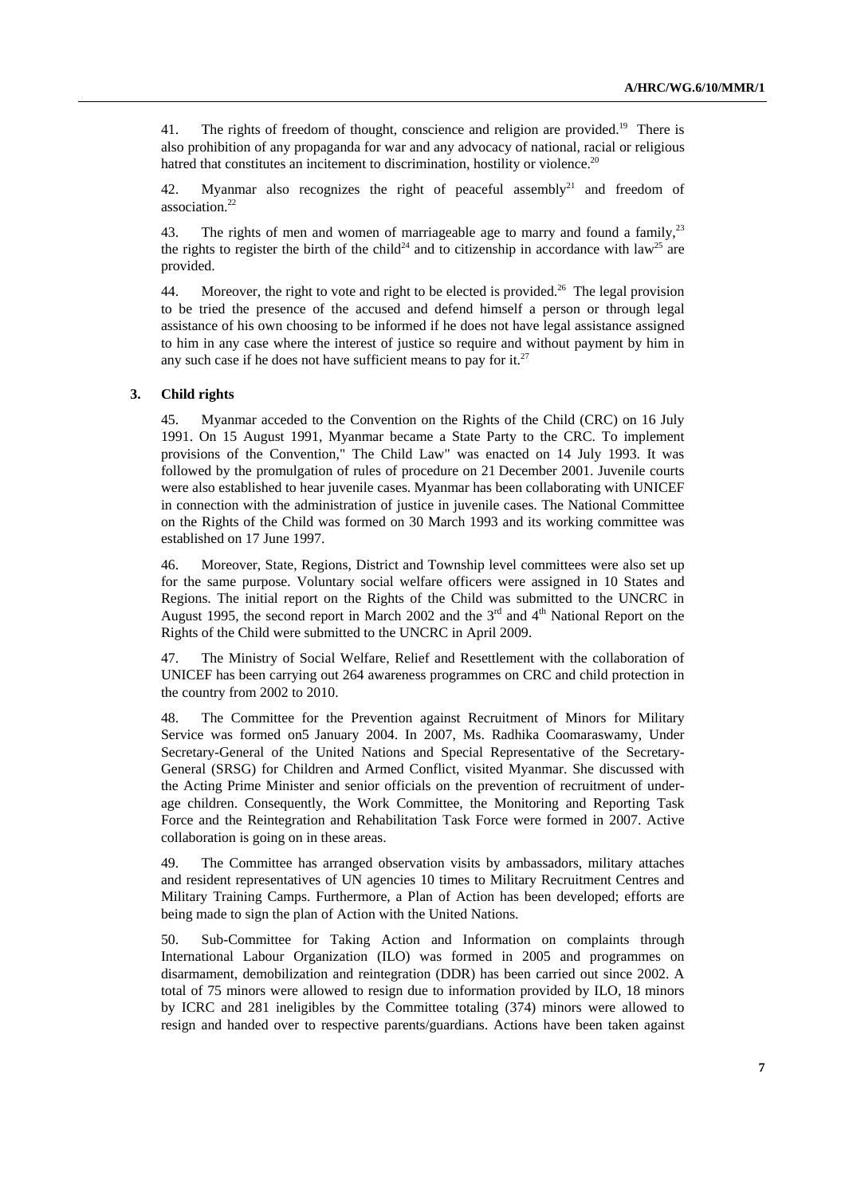41. The rights of freedom of thought, conscience and religion are provided.[19] There is also prohibition of any propaganda for war and any advocacy of national, racial or religious hatred that constitutes an incitement to discrimination, hostility or violence.[20]

42. Myanmar also recognizes the right of peaceful assembly[21] and freedom of association.[22]

43. The rights of men and women of marriageable age to marry and found a family,[23] the rights to register the birth of the child[24] and to citizenship in accordance with law[25] are provided.

44. Moreover, the right to vote and right to be elected is provided.[26] The legal provision to be tried the presence of the accused and defend himself a person or through legal assistance of his own choosing to be informed if he does not have legal assistance assigned to him in any case where the interest of justice so require and without payment by him in any such case if he does not have sufficient means to pay for it.[27]

### 3. Child rights

45. Myanmar acceded to the Convention on the Rights of the Child (CRC) on 16 July 1991. On 15 August 1991, Myanmar became a State Party to the CRC. To implement provisions of the Convention," The Child Law" was enacted on 14 July 1993. It was followed by the promulgation of rules of procedure on 21 December 2001. Juvenile courts were also established to hear juvenile cases. Myanmar has been collaborating with UNICEF in connection with the administration of justice in juvenile cases. The National Committee on the Rights of the Child was formed on 30 March 1993 and its working committee was established on 17 June 1997.

46. Moreover, State, Regions, District and Township level committees were also set up for the same purpose. Voluntary social welfare officers were assigned in 10 States and Regions. The initial report on the Rights of the Child was submitted to the UNCRC in August 1995, the second report in March 2002 and the 3rd and 4th National Report on the Rights of the Child were submitted to the UNCRC in April 2009.

47. The Ministry of Social Welfare, Relief and Resettlement with the collaboration of UNICEF has been carrying out 264 awareness programmes on CRC and child protection in the country from 2002 to 2010.

48. The Committee for the Prevention against Recruitment of Minors for Military Service was formed on5 January 2004. In 2007, Ms. Radhika Coomaraswamy, Under Secretary-General of the United Nations and Special Representative of the Secretary-General (SRSG) for Children and Armed Conflict, visited Myanmar. She discussed with the Acting Prime Minister and senior officials on the prevention of recruitment of under-age children. Consequently, the Work Committee, the Monitoring and Reporting Task Force and the Reintegration and Rehabilitation Task Force were formed in 2007. Active collaboration is going on in these areas.

49. The Committee has arranged observation visits by ambassadors, military attaches and resident representatives of UN agencies 10 times to Military Recruitment Centres and Military Training Camps. Furthermore, a Plan of Action has been developed; efforts are being made to sign the plan of Action with the United Nations.

50. Sub-Committee for Taking Action and Information on complaints through International Labour Organization (ILO) was formed in 2005 and programmes on disarmament, demobilization and reintegration (DDR) has been carried out since 2002. A total of 75 minors were allowed to resign due to information provided by ILO, 18 minors by ICRC and 281 ineligibles by the Committee totaling (374) minors were allowed to resign and handed over to respective parents/guardians. Actions have been taken against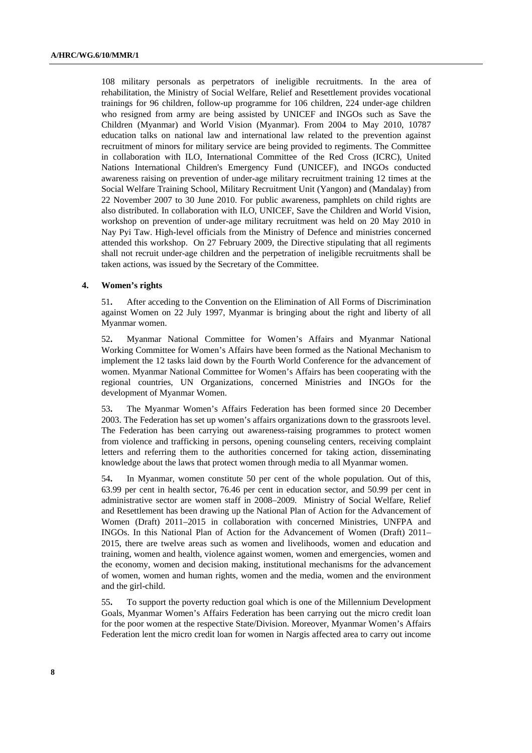108 military personals as perpetrators of ineligible recruitments. In the area of rehabilitation, the Ministry of Social Welfare, Relief and Resettlement provides vocational trainings for 96 children, follow-up programme for 106 children, 224 under-age children who resigned from army are being assisted by UNICEF and INGOs such as Save the Children (Myanmar) and World Vision (Myanmar). From 2004 to May 2010, 10787 education talks on national law and international law related to the prevention against recruitment of minors for military service are being provided to regiments. The Committee in collaboration with ILO, International Committee of the Red Cross (ICRC), United Nations International Children's Emergency Fund (UNICEF), and INGOs conducted awareness raising on prevention of under-age military recruitment training 12 times at the Social Welfare Training School, Military Recruitment Unit (Yangon) and (Mandalay) from 22 November 2007 to 30 June 2010. For public awareness, pamphlets on child rights are also distributed. In collaboration with ILO, UNICEF, Save the Children and World Vision, workshop on prevention of under-age military recruitment was held on 20 May 2010 in Nay Pyi Taw. High-level officials from the Ministry of Defence and ministries concerned attended this workshop. On 27 February 2009, the Directive stipulating that all regiments shall not recruit under-age children and the perpetration of ineligible recruitments shall be taken actions, was issued by the Secretary of the Committee.

### 4. Women's rights

51**.** After acceding to the Convention on the Elimination of All Forms of Discrimination against Women on 22 July 1997, Myanmar is bringing about the right and liberty of all Myanmar women.

52**.** Myanmar National Committee for Women's Affairs and Myanmar National Working Committee for Women's Affairs have been formed as the National Mechanism to implement the 12 tasks laid down by the Fourth World Conference for the advancement of women. Myanmar National Committee for Women's Affairs has been cooperating with the regional countries, UN Organizations, concerned Ministries and INGOs for the development of Myanmar Women.

53**.** The Myanmar Women's Affairs Federation has been formed since 20 December 2003. The Federation has set up women's affairs organizations down to the grassroots level. The Federation has been carrying out awareness-raising programmes to protect women from violence and trafficking in persons, opening counseling centers, receiving complaint letters and referring them to the authorities concerned for taking action, disseminating knowledge about the laws that protect women through media to all Myanmar women.

54**.** In Myanmar, women constitute 50 per cent of the whole population. Out of this, 63.99 per cent in health sector, 76.46 per cent in education sector, and 50.99 per cent in administrative sector are women staff in 2008–2009. Ministry of Social Welfare, Relief and Resettlement has been drawing up the National Plan of Action for the Advancement of Women (Draft) 2011–2015 in collaboration with concerned Ministries, UNFPA and INGOs. In this National Plan of Action for the Advancement of Women (Draft) 2011–2015, there are twelve areas such as women and livelihoods, women and education and training, women and health, violence against women, women and emergencies, women and the economy, women and decision making, institutional mechanisms for the advancement of women, women and human rights, women and the media, women and the environment and the girl-child.

55**.** To support the poverty reduction goal which is one of the Millennium Development Goals, Myanmar Women's Affairs Federation has been carrying out the micro credit loan for the poor women at the respective State/Division. Moreover, Myanmar Women's Affairs Federation lent the micro credit loan for women in Nargis affected area to carry out income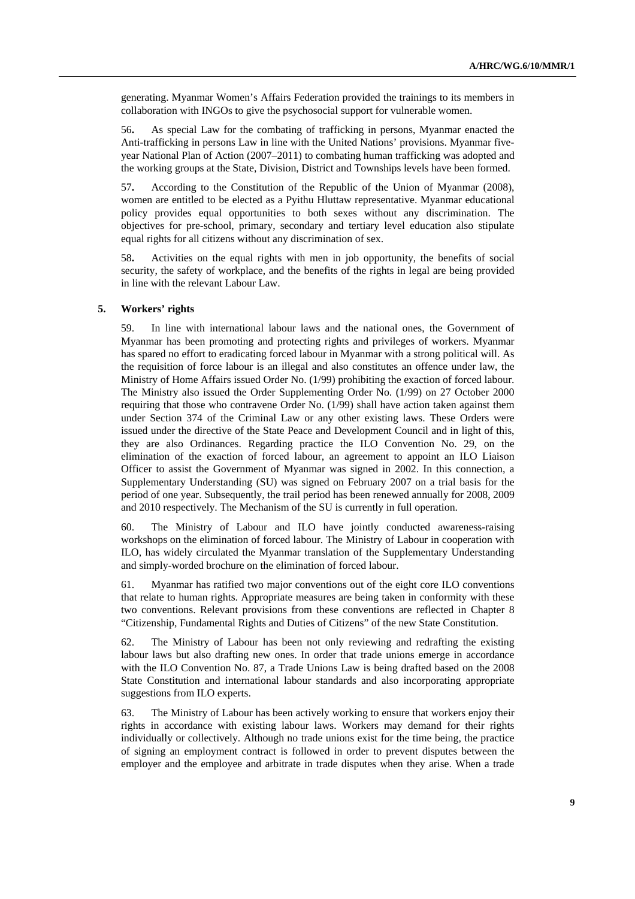generating. Myanmar Women's Affairs Federation provided the trainings to its members in collaboration with INGOs to give the psychosocial support for vulnerable women.

56. As special Law for the combating of trafficking in persons, Myanmar enacted the Anti-trafficking in persons Law in line with the United Nations' provisions. Myanmar five-year National Plan of Action (2007–2011) to combating human trafficking was adopted and the working groups at the State, Division, District and Townships levels have been formed.

57. According to the Constitution of the Republic of the Union of Myanmar (2008), women are entitled to be elected as a Pyithu Hluttaw representative. Myanmar educational policy provides equal opportunities to both sexes without any discrimination. The objectives for pre-school, primary, secondary and tertiary level education also stipulate equal rights for all citizens without any discrimination of sex.

58. Activities on the equal rights with men in job opportunity, the benefits of social security, the safety of workplace, and the benefits of the rights in legal are being provided in line with the relevant Labour Law.

## 5. Workers' rights

59. In line with international labour laws and the national ones, the Government of Myanmar has been promoting and protecting rights and privileges of workers. Myanmar has spared no effort to eradicating forced labour in Myanmar with a strong political will. As the requisition of force labour is an illegal and also constitutes an offence under law, the Ministry of Home Affairs issued Order No. (1/99) prohibiting the exaction of forced labour. The Ministry also issued the Order Supplementing Order No. (1/99) on 27 October 2000 requiring that those who contravene Order No. (1/99) shall have action taken against them under Section 374 of the Criminal Law or any other existing laws. These Orders were issued under the directive of the State Peace and Development Council and in light of this, they are also Ordinances. Regarding practice the ILO Convention No. 29, on the elimination of the exaction of forced labour, an agreement to appoint an ILO Liaison Officer to assist the Government of Myanmar was signed in 2002. In this connection, a Supplementary Understanding (SU) was signed on February 2007 on a trial basis for the period of one year. Subsequently, the trail period has been renewed annually for 2008, 2009 and 2010 respectively. The Mechanism of the SU is currently in full operation.

60. The Ministry of Labour and ILO have jointly conducted awareness-raising workshops on the elimination of forced labour. The Ministry of Labour in cooperation with ILO, has widely circulated the Myanmar translation of the Supplementary Understanding and simply-worded brochure on the elimination of forced labour.

61. Myanmar has ratified two major conventions out of the eight core ILO conventions that relate to human rights. Appropriate measures are being taken in conformity with these two conventions. Relevant provisions from these conventions are reflected in Chapter 8 "Citizenship, Fundamental Rights and Duties of Citizens" of the new State Constitution.

62. The Ministry of Labour has been not only reviewing and redrafting the existing labour laws but also drafting new ones. In order that trade unions emerge in accordance with the ILO Convention No. 87, a Trade Unions Law is being drafted based on the 2008 State Constitution and international labour standards and also incorporating appropriate suggestions from ILO experts.

63. The Ministry of Labour has been actively working to ensure that workers enjoy their rights in accordance with existing labour laws. Workers may demand for their rights individually or collectively. Although no trade unions exist for the time being, the practice of signing an employment contract is followed in order to prevent disputes between the employer and the employee and arbitrate in trade disputes when they arise. When a trade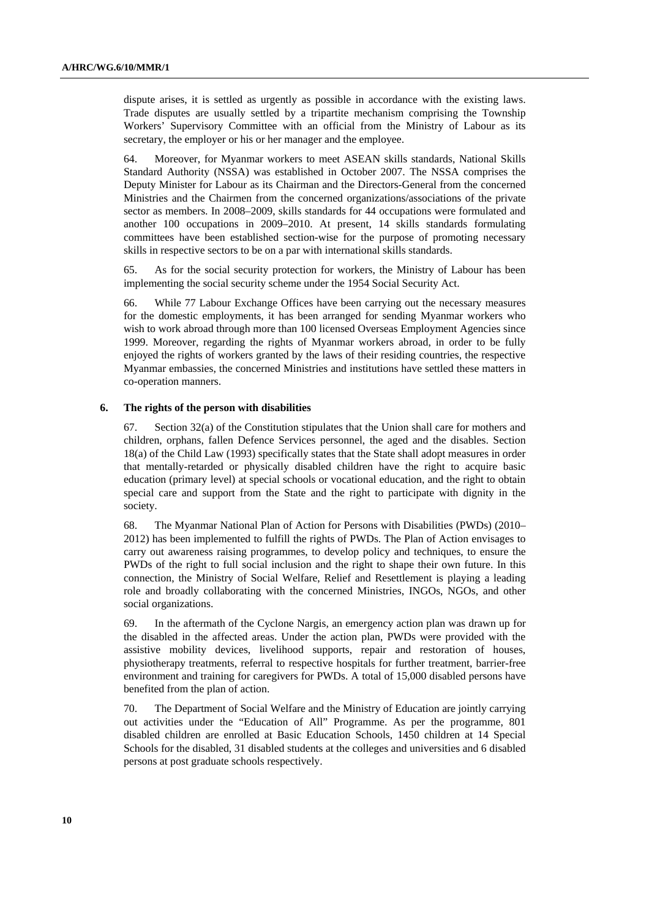dispute arises, it is settled as urgently as possible in accordance with the existing laws. Trade disputes are usually settled by a tripartite mechanism comprising the Township Workers' Supervisory Committee with an official from the Ministry of Labour as its secretary, the employer or his or her manager and the employee.

64. Moreover, for Myanmar workers to meet ASEAN skills standards, National Skills Standard Authority (NSSA) was established in October 2007. The NSSA comprises the Deputy Minister for Labour as its Chairman and the Directors-General from the concerned Ministries and the Chairmen from the concerned organizations/associations of the private sector as members. In 2008–2009, skills standards for 44 occupations were formulated and another 100 occupations in 2009–2010. At present, 14 skills standards formulating committees have been established section-wise for the purpose of promoting necessary skills in respective sectors to be on a par with international skills standards.

65. As for the social security protection for workers, the Ministry of Labour has been implementing the social security scheme under the 1954 Social Security Act.

66. While 77 Labour Exchange Offices have been carrying out the necessary measures for the domestic employments, it has been arranged for sending Myanmar workers who wish to work abroad through more than 100 licensed Overseas Employment Agencies since 1999. Moreover, regarding the rights of Myanmar workers abroad, in order to be fully enjoyed the rights of workers granted by the laws of their residing countries, the respective Myanmar embassies, the concerned Ministries and institutions have settled these matters in co-operation manners.

### 6. The rights of the person with disabilities

67. Section 32(a) of the Constitution stipulates that the Union shall care for mothers and children, orphans, fallen Defence Services personnel, the aged and the disables. Section 18(a) of the Child Law (1993) specifically states that the State shall adopt measures in order that mentally-retarded or physically disabled children have the right to acquire basic education (primary level) at special schools or vocational education, and the right to obtain special care and support from the State and the right to participate with dignity in the society.

68. The Myanmar National Plan of Action for Persons with Disabilities (PWDs) (2010–2012) has been implemented to fulfill the rights of PWDs. The Plan of Action envisages to carry out awareness raising programmes, to develop policy and techniques, to ensure the PWDs of the right to full social inclusion and the right to shape their own future. In this connection, the Ministry of Social Welfare, Relief and Resettlement is playing a leading role and broadly collaborating with the concerned Ministries, INGOs, NGOs, and other social organizations.

69. In the aftermath of the Cyclone Nargis, an emergency action plan was drawn up for the disabled in the affected areas. Under the action plan, PWDs were provided with the assistive mobility devices, livelihood supports, repair and restoration of houses, physiotherapy treatments, referral to respective hospitals for further treatment, barrier-free environment and training for caregivers for PWDs. A total of 15,000 disabled persons have benefited from the plan of action.

70. The Department of Social Welfare and the Ministry of Education are jointly carrying out activities under the "Education of All" Programme. As per the programme, 801 disabled children are enrolled at Basic Education Schools, 1450 children at 14 Special Schools for the disabled, 31 disabled students at the colleges and universities and 6 disabled persons at post graduate schools respectively.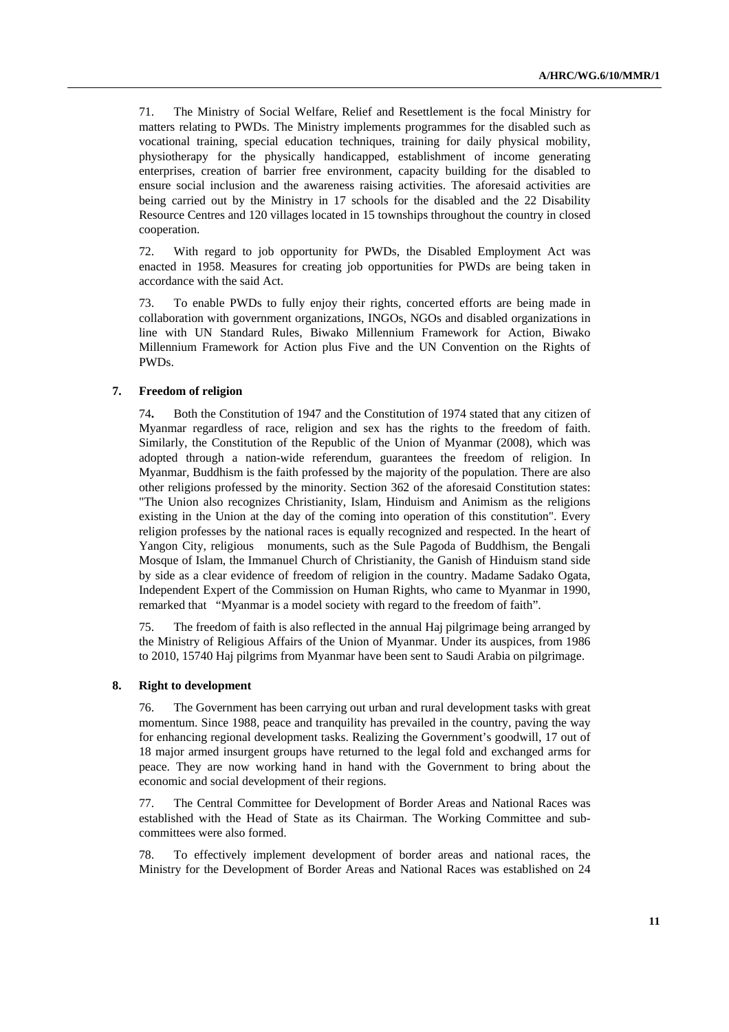71. The Ministry of Social Welfare, Relief and Resettlement is the focal Ministry for matters relating to PWDs. The Ministry implements programmes for the disabled such as vocational training, special education techniques, training for daily physical mobility, physiotherapy for the physically handicapped, establishment of income generating enterprises, creation of barrier free environment, capacity building for the disabled to ensure social inclusion and the awareness raising activities. The aforesaid activities are being carried out by the Ministry in 17 schools for the disabled and the 22 Disability Resource Centres and 120 villages located in 15 townships throughout the country in closed cooperation.

72. With regard to job opportunity for PWDs, the Disabled Employment Act was enacted in 1958. Measures for creating job opportunities for PWDs are being taken in accordance with the said Act.

73. To enable PWDs to fully enjoy their rights, concerted efforts are being made in collaboration with government organizations, INGOs, NGOs and disabled organizations in line with UN Standard Rules, Biwako Millennium Framework for Action, Biwako Millennium Framework for Action plus Five and the UN Convention on the Rights of PWDs.

### 7. Freedom of religion

74**.** Both the Constitution of 1947 and the Constitution of 1974 stated that any citizen of Myanmar regardless of race, religion and sex has the rights to the freedom of faith. Similarly, the Constitution of the Republic of the Union of Myanmar (2008), which was adopted through a nation-wide referendum, guarantees the freedom of religion. In Myanmar, Buddhism is the faith professed by the majority of the population. There are also other religions professed by the minority. Section 362 of the aforesaid Constitution states: "The Union also recognizes Christianity, Islam, Hinduism and Animism as the religions existing in the Union at the day of the coming into operation of this constitution". Every religion professes by the national races is equally recognized and respected. In the heart of Yangon City, religious monuments, such as the Sule Pagoda of Buddhism, the Bengali Mosque of Islam, the Immanuel Church of Christianity, the Ganish of Hinduism stand side by side as a clear evidence of freedom of religion in the country. Madame Sadako Ogata, Independent Expert of the Commission on Human Rights, who came to Myanmar in 1990, remarked that "Myanmar is a model society with regard to the freedom of faith".

75. The freedom of faith is also reflected in the annual Haj pilgrimage being arranged by the Ministry of Religious Affairs of the Union of Myanmar. Under its auspices, from 1986 to 2010, 15740 Haj pilgrims from Myanmar have been sent to Saudi Arabia on pilgrimage.

### 8. Right to development

76. The Government has been carrying out urban and rural development tasks with great momentum. Since 1988, peace and tranquility has prevailed in the country, paving the way for enhancing regional development tasks. Realizing the Government's goodwill, 17 out of 18 major armed insurgent groups have returned to the legal fold and exchanged arms for peace. They are now working hand in hand with the Government to bring about the economic and social development of their regions.

77. The Central Committee for Development of Border Areas and National Races was established with the Head of State as its Chairman. The Working Committee and sub-committees were also formed.

78. To effectively implement development of border areas and national races, the Ministry for the Development of Border Areas and National Races was established on 24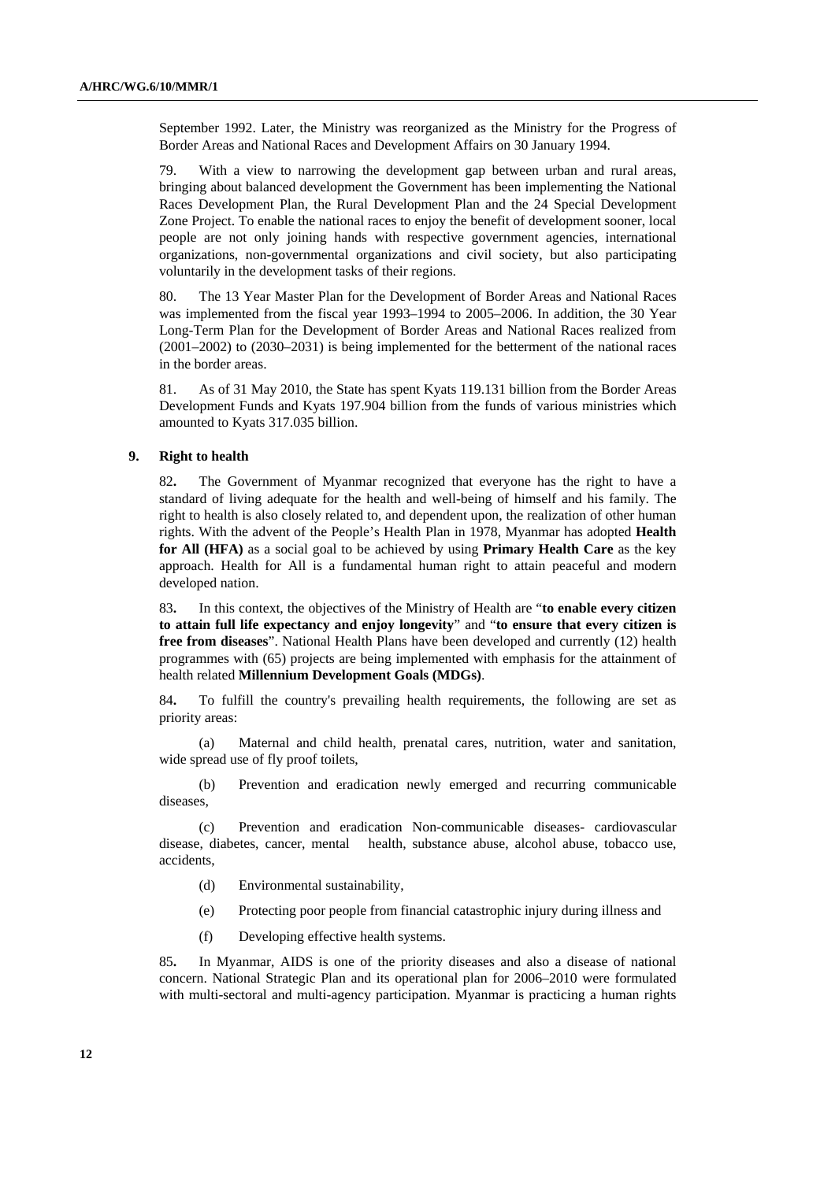September 1992. Later, the Ministry was reorganized as the Ministry for the Progress of Border Areas and National Races and Development Affairs on 30 January 1994.

79. With a view to narrowing the development gap between urban and rural areas, bringing about balanced development the Government has been implementing the National Races Development Plan, the Rural Development Plan and the 24 Special Development Zone Project. To enable the national races to enjoy the benefit of development sooner, local people are not only joining hands with respective government agencies, international organizations, non-governmental organizations and civil society, but also participating voluntarily in the development tasks of their regions.

80. The 13 Year Master Plan for the Development of Border Areas and National Races was implemented from the fiscal year 1993–1994 to 2005–2006. In addition, the 30 Year Long-Term Plan for the Development of Border Areas and National Races realized from (2001–2002) to (2030–2031) is being implemented for the betterment of the national races in the border areas.

81. As of 31 May 2010, the State has spent Kyats 119.131 billion from the Border Areas Development Funds and Kyats 197.904 billion from the funds of various ministries which amounted to Kyats 317.035 billion.

### 9. Right to health

82**.** The Government of Myanmar recognized that everyone has the right to have a standard of living adequate for the health and well-being of himself and his family. The right to health is also closely related to, and dependent upon, the realization of other human rights. With the advent of the People's Health Plan in 1978, Myanmar has adopted **Health for All (HFA)** as a social goal to be achieved by using **Primary Health Care** as the key approach. Health for All is a fundamental human right to attain peaceful and modern developed nation.

83**.** In this context, the objectives of the Ministry of Health are "**to enable every citizen to attain full life expectancy and enjoy longevity**" and "**to ensure that every citizen is free from diseases**". National Health Plans have been developed and currently (12) health programmes with (65) projects are being implemented with emphasis for the attainment of health related **Millennium Development Goals (MDGs)**.

84**.** To fulfill the country's prevailing health requirements, the following are set as priority areas:

(a) Maternal and child health, prenatal cares, nutrition, water and sanitation, wide spread use of fly proof toilets,

(b) Prevention and eradication newly emerged and recurring communicable diseases,

(c) Prevention and eradication Non-communicable diseases- cardiovascular disease, diabetes, cancer, mental health, substance abuse, alcohol abuse, tobacco use, accidents,

(d) Environmental sustainability,

(e) Protecting poor people from financial catastrophic injury during illness and

(f) Developing effective health systems.

85**.** In Myanmar, AIDS is one of the priority diseases and also a disease of national concern. National Strategic Plan and its operational plan for 2006–2010 were formulated with multi-sectoral and multi-agency participation. Myanmar is practicing a human rights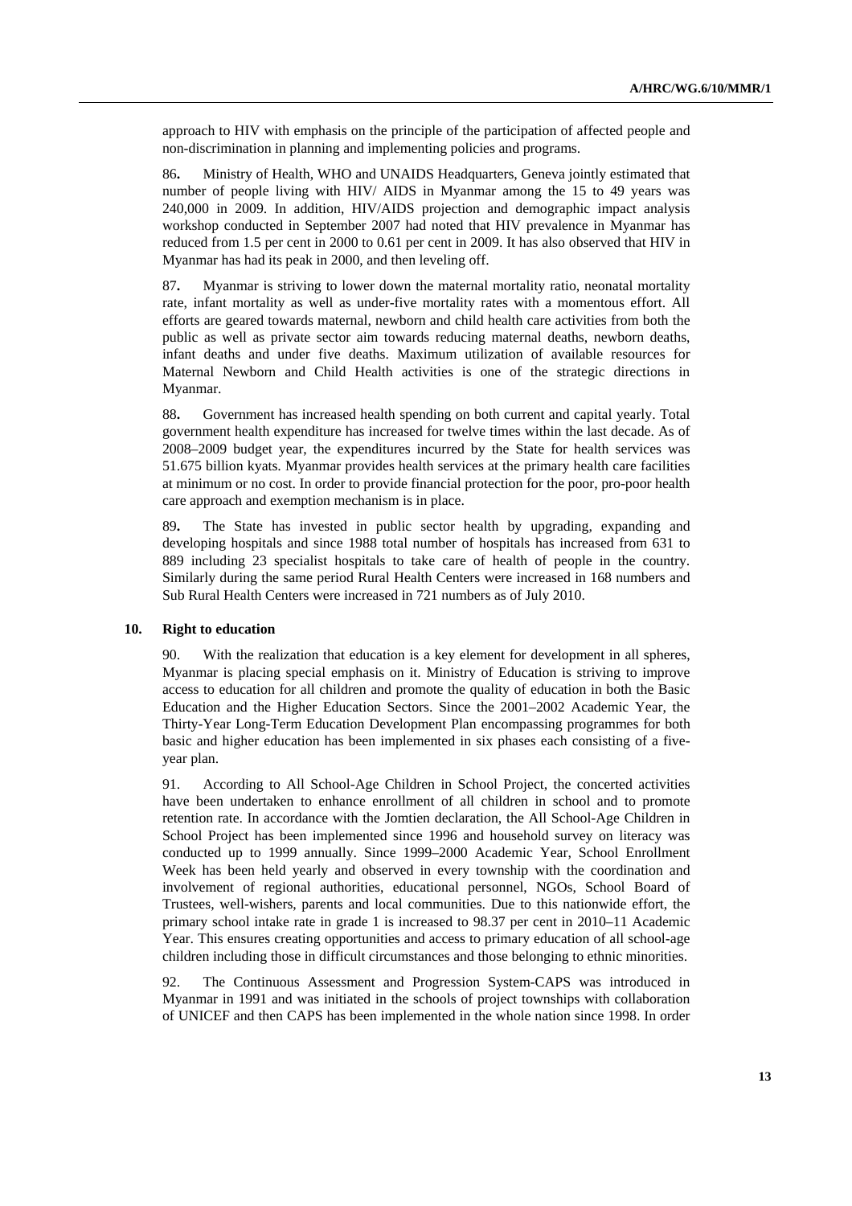approach to HIV with emphasis on the principle of the participation of affected people and non-discrimination in planning and implementing policies and programs.

86. Ministry of Health, WHO and UNAIDS Headquarters, Geneva jointly estimated that number of people living with HIV/ AIDS in Myanmar among the 15 to 49 years was 240,000 in 2009. In addition, HIV/AIDS projection and demographic impact analysis workshop conducted in September 2007 had noted that HIV prevalence in Myanmar has reduced from 1.5 per cent in 2000 to 0.61 per cent in 2009. It has also observed that HIV in Myanmar has had its peak in 2000, and then leveling off.

87. Myanmar is striving to lower down the maternal mortality ratio, neonatal mortality rate, infant mortality as well as under-five mortality rates with a momentous effort. All efforts are geared towards maternal, newborn and child health care activities from both the public as well as private sector aim towards reducing maternal deaths, newborn deaths, infant deaths and under five deaths. Maximum utilization of available resources for Maternal Newborn and Child Health activities is one of the strategic directions in Myanmar.

88. Government has increased health spending on both current and capital yearly. Total government health expenditure has increased for twelve times within the last decade. As of 2008–2009 budget year, the expenditures incurred by the State for health services was 51.675 billion kyats. Myanmar provides health services at the primary health care facilities at minimum or no cost. In order to provide financial protection for the poor, pro-poor health care approach and exemption mechanism is in place.

89. The State has invested in public sector health by upgrading, expanding and developing hospitals and since 1988 total number of hospitals has increased from 631 to 889 including 23 specialist hospitals to take care of health of people in the country. Similarly during the same period Rural Health Centers were increased in 168 numbers and Sub Rural Health Centers were increased in 721 numbers as of July 2010.

## 10. Right to education

90. With the realization that education is a key element for development in all spheres, Myanmar is placing special emphasis on it. Ministry of Education is striving to improve access to education for all children and promote the quality of education in both the Basic Education and the Higher Education Sectors. Since the 2001–2002 Academic Year, the Thirty-Year Long-Term Education Development Plan encompassing programmes for both basic and higher education has been implemented in six phases each consisting of a five-year plan.

91. According to All School-Age Children in School Project, the concerted activities have been undertaken to enhance enrollment of all children in school and to promote retention rate. In accordance with the Jomtien declaration, the All School-Age Children in School Project has been implemented since 1996 and household survey on literacy was conducted up to 1999 annually. Since 1999–2000 Academic Year, School Enrollment Week has been held yearly and observed in every township with the coordination and involvement of regional authorities, educational personnel, NGOs, School Board of Trustees, well-wishers, parents and local communities. Due to this nationwide effort, the primary school intake rate in grade 1 is increased to 98.37 per cent in 2010–11 Academic Year. This ensures creating opportunities and access to primary education of all school-age children including those in difficult circumstances and those belonging to ethnic minorities.

92. The Continuous Assessment and Progression System-CAPS was introduced in Myanmar in 1991 and was initiated in the schools of project townships with collaboration of UNICEF and then CAPS has been implemented in the whole nation since 1998. In order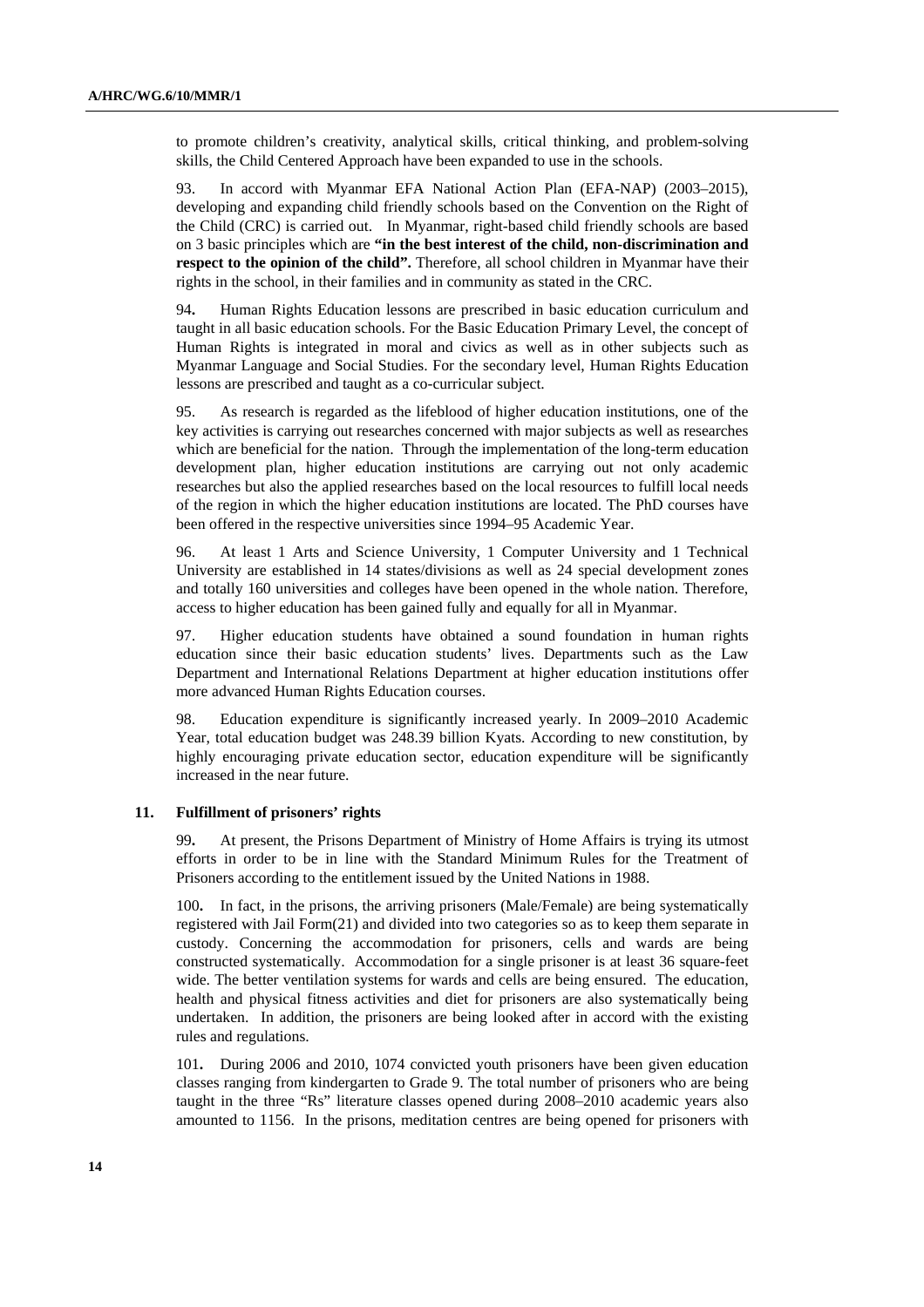to promote children's creativity, analytical skills, critical thinking, and problem-solving skills, the Child Centered Approach have been expanded to use in the schools.

93. In accord with Myanmar EFA National Action Plan (EFA-NAP) (2003–2015), developing and expanding child friendly schools based on the Convention on the Right of the Child (CRC) is carried out. In Myanmar, right-based child friendly schools are based on 3 basic principles which are **"in the best interest of the child, non-discrimination and respect to the opinion of the child".** Therefore, all school children in Myanmar have their rights in the school, in their families and in community as stated in the CRC.

94**.** Human Rights Education lessons are prescribed in basic education curriculum and taught in all basic education schools. For the Basic Education Primary Level, the concept of Human Rights is integrated in moral and civics as well as in other subjects such as Myanmar Language and Social Studies. For the secondary level, Human Rights Education lessons are prescribed and taught as a co-curricular subject.

95. As research is regarded as the lifeblood of higher education institutions, one of the key activities is carrying out researches concerned with major subjects as well as researches which are beneficial for the nation. Through the implementation of the long-term education development plan, higher education institutions are carrying out not only academic researches but also the applied researches based on the local resources to fulfill local needs of the region in which the higher education institutions are located. The PhD courses have been offered in the respective universities since 1994–95 Academic Year.

96. At least 1 Arts and Science University, 1 Computer University and 1 Technical University are established in 14 states/divisions as well as 24 special development zones and totally 160 universities and colleges have been opened in the whole nation. Therefore, access to higher education has been gained fully and equally for all in Myanmar.

97. Higher education students have obtained a sound foundation in human rights education since their basic education students' lives. Departments such as the Law Department and International Relations Department at higher education institutions offer more advanced Human Rights Education courses.

98. Education expenditure is significantly increased yearly. In 2009–2010 Academic Year, total education budget was 248.39 billion Kyats. According to new constitution, by highly encouraging private education sector, education expenditure will be significantly increased in the near future.

### 11. Fulfillment of prisoners' rights

99**.** At present, the Prisons Department of Ministry of Home Affairs is trying its utmost efforts in order to be in line with the Standard Minimum Rules for the Treatment of Prisoners according to the entitlement issued by the United Nations in 1988.

100**.** In fact, in the prisons, the arriving prisoners (Male/Female) are being systematically registered with Jail Form(21) and divided into two categories so as to keep them separate in custody. Concerning the accommodation for prisoners, cells and wards are being constructed systematically. Accommodation for a single prisoner is at least 36 square-feet wide. The better ventilation systems for wards and cells are being ensured. The education, health and physical fitness activities and diet for prisoners are also systematically being undertaken. In addition, the prisoners are being looked after in accord with the existing rules and regulations.

101**.** During 2006 and 2010, 1074 convicted youth prisoners have been given education classes ranging from kindergarten to Grade 9. The total number of prisoners who are being taught in the three "Rs" literature classes opened during 2008–2010 academic years also amounted to 1156. In the prisons, meditation centres are being opened for prisoners with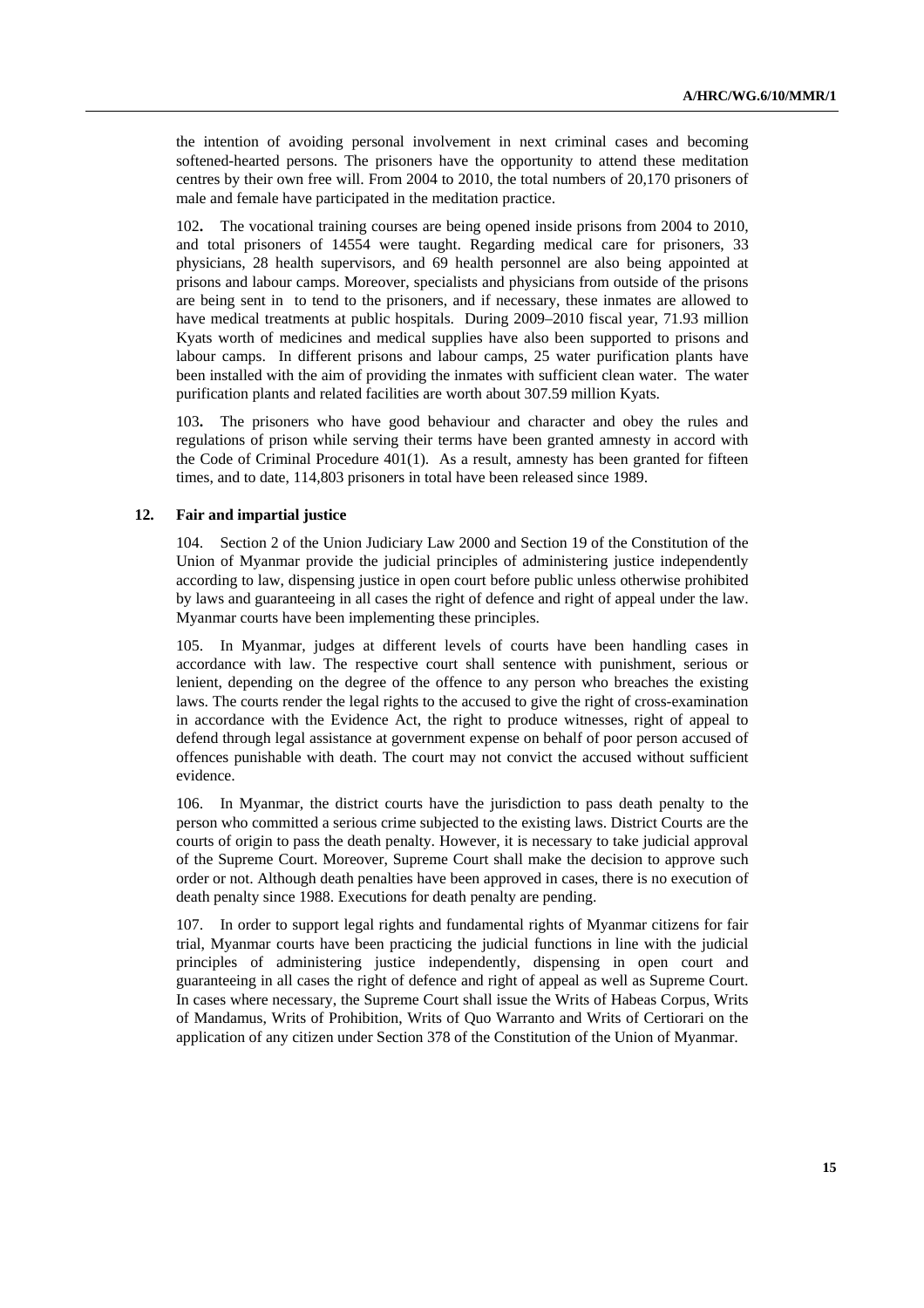the intention of avoiding personal involvement in next criminal cases and becoming softened-hearted persons. The prisoners have the opportunity to attend these meditation centres by their own free will. From 2004 to 2010, the total numbers of 20,170 prisoners of male and female have participated in the meditation practice.

102**.** The vocational training courses are being opened inside prisons from 2004 to 2010, and total prisoners of 14554 were taught. Regarding medical care for prisoners, 33 physicians, 28 health supervisors, and 69 health personnel are also being appointed at prisons and labour camps. Moreover, specialists and physicians from outside of the prisons are being sent in to tend to the prisoners, and if necessary, these inmates are allowed to have medical treatments at public hospitals. During 2009–2010 fiscal year, 71.93 million Kyats worth of medicines and medical supplies have also been supported to prisons and labour camps. In different prisons and labour camps, 25 water purification plants have been installed with the aim of providing the inmates with sufficient clean water. The water purification plants and related facilities are worth about 307.59 million Kyats.

103**.** The prisoners who have good behaviour and character and obey the rules and regulations of prison while serving their terms have been granted amnesty in accord with the Code of Criminal Procedure 401(1). As a result, amnesty has been granted for fifteen times, and to date, 114,803 prisoners in total have been released since 1989.

### 12. Fair and impartial justice

104. Section 2 of the Union Judiciary Law 2000 and Section 19 of the Constitution of the Union of Myanmar provide the judicial principles of administering justice independently according to law, dispensing justice in open court before public unless otherwise prohibited by laws and guaranteeing in all cases the right of defence and right of appeal under the law. Myanmar courts have been implementing these principles.

105. In Myanmar, judges at different levels of courts have been handling cases in accordance with law. The respective court shall sentence with punishment, serious or lenient, depending on the degree of the offence to any person who breaches the existing laws. The courts render the legal rights to the accused to give the right of cross-examination in accordance with the Evidence Act, the right to produce witnesses, right of appeal to defend through legal assistance at government expense on behalf of poor person accused of offences punishable with death. The court may not convict the accused without sufficient evidence.

106. In Myanmar, the district courts have the jurisdiction to pass death penalty to the person who committed a serious crime subjected to the existing laws. District Courts are the courts of origin to pass the death penalty. However, it is necessary to take judicial approval of the Supreme Court. Moreover, Supreme Court shall make the decision to approve such order or not. Although death penalties have been approved in cases, there is no execution of death penalty since 1988. Executions for death penalty are pending.

107. In order to support legal rights and fundamental rights of Myanmar citizens for fair trial, Myanmar courts have been practicing the judicial functions in line with the judicial principles of administering justice independently, dispensing in open court and guaranteeing in all cases the right of defence and right of appeal as well as Supreme Court. In cases where necessary, the Supreme Court shall issue the Writs of Habeas Corpus, Writs of Mandamus, Writs of Prohibition, Writs of Quo Warranto and Writs of Certiorari on the application of any citizen under Section 378 of the Constitution of the Union of Myanmar.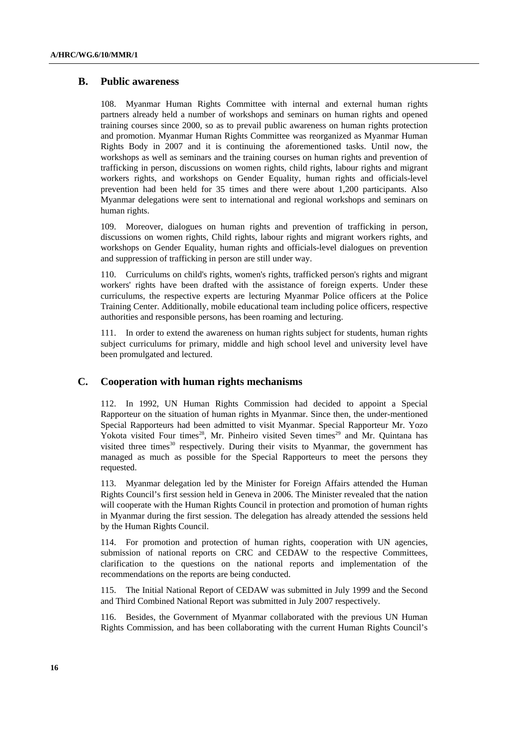## B. Public awareness

108. Myanmar Human Rights Committee with internal and external human rights partners already held a number of workshops and seminars on human rights and opened training courses since 2000, so as to prevail public awareness on human rights protection and promotion. Myanmar Human Rights Committee was reorganized as Myanmar Human Rights Body in 2007 and it is continuing the aforementioned tasks. Until now, the workshops as well as seminars and the training courses on human rights and prevention of trafficking in person, discussions on women rights, child rights, labour rights and migrant workers rights, and workshops on Gender Equality, human rights and officials-level prevention had been held for 35 times and there were about 1,200 participants. Also Myanmar delegations were sent to international and regional workshops and seminars on human rights.

109. Moreover, dialogues on human rights and prevention of trafficking in person, discussions on women rights, Child rights, labour rights and migrant workers rights, and workshops on Gender Equality, human rights and officials-level dialogues on prevention and suppression of trafficking in person are still under way.

110. Curriculums on child's rights, women's rights, trafficked person's rights and migrant workers' rights have been drafted with the assistance of foreign experts. Under these curriculums, the respective experts are lecturing Myanmar Police officers at the Police Training Center. Additionally, mobile educational team including police officers, respective authorities and responsible persons, has been roaming and lecturing.

111. In order to extend the awareness on human rights subject for students, human rights subject curriculums for primary, middle and high school level and university level have been promulgated and lectured.

## C. Cooperation with human rights mechanisms

112. In 1992, UN Human Rights Commission had decided to appoint a Special Rapporteur on the situation of human rights in Myanmar. Since then, the under-mentioned Special Rapporteurs had been admitted to visit Myanmar. Special Rapporteur Mr. Yozo Yokota visited Four times[28], Mr. Pinheiro visited Seven times[29] and Mr. Quintana has visited three times[30] respectively. During their visits to Myanmar, the government has managed as much as possible for the Special Rapporteurs to meet the persons they requested.

113. Myanmar delegation led by the Minister for Foreign Affairs attended the Human Rights Council's first session held in Geneva in 2006. The Minister revealed that the nation will cooperate with the Human Rights Council in protection and promotion of human rights in Myanmar during the first session. The delegation has already attended the sessions held by the Human Rights Council.

114. For promotion and protection of human rights, cooperation with UN agencies, submission of national reports on CRC and CEDAW to the respective Committees, clarification to the questions on the national reports and implementation of the recommendations on the reports are being conducted.

115. The Initial National Report of CEDAW was submitted in July 1999 and the Second and Third Combined National Report was submitted in July 2007 respectively.

116. Besides, the Government of Myanmar collaborated with the previous UN Human Rights Commission, and has been collaborating with the current Human Rights Council's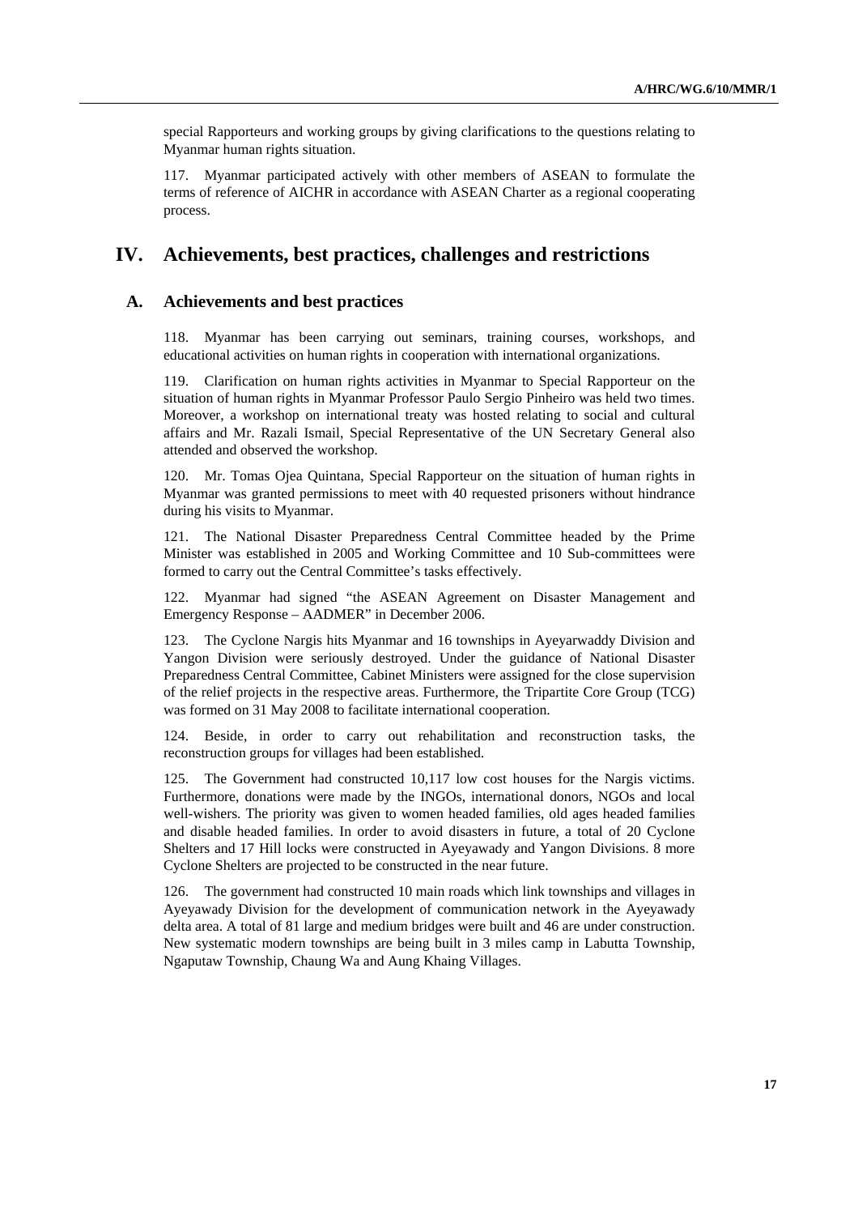special Rapporteurs and working groups by giving clarifications to the questions relating to Myanmar human rights situation.

117. Myanmar participated actively with other members of ASEAN to formulate the terms of reference of AICHR in accordance with ASEAN Charter as a regional cooperating process.

# IV. Achievements, best practices, challenges and restrictions

## A. Achievements and best practices

118. Myanmar has been carrying out seminars, training courses, workshops, and educational activities on human rights in cooperation with international organizations.

119. Clarification on human rights activities in Myanmar to Special Rapporteur on the situation of human rights in Myanmar Professor Paulo Sergio Pinheiro was held two times. Moreover, a workshop on international treaty was hosted relating to social and cultural affairs and Mr. Razali Ismail, Special Representative of the UN Secretary General also attended and observed the workshop.

120. Mr. Tomas Ojea Quintana, Special Rapporteur on the situation of human rights in Myanmar was granted permissions to meet with 40 requested prisoners without hindrance during his visits to Myanmar.

121. The National Disaster Preparedness Central Committee headed by the Prime Minister was established in 2005 and Working Committee and 10 Sub-committees were formed to carry out the Central Committee's tasks effectively.

122. Myanmar had signed "the ASEAN Agreement on Disaster Management and Emergency Response – AADMER" in December 2006.

123. The Cyclone Nargis hits Myanmar and 16 townships in Ayeyarwaddy Division and Yangon Division were seriously destroyed. Under the guidance of National Disaster Preparedness Central Committee, Cabinet Ministers were assigned for the close supervision of the relief projects in the respective areas. Furthermore, the Tripartite Core Group (TCG) was formed on 31 May 2008 to facilitate international cooperation.

124. Beside, in order to carry out rehabilitation and reconstruction tasks, the reconstruction groups for villages had been established.

125. The Government had constructed 10,117 low cost houses for the Nargis victims. Furthermore, donations were made by the INGOs, international donors, NGOs and local well-wishers. The priority was given to women headed families, old ages headed families and disable headed families. In order to avoid disasters in future, a total of 20 Cyclone Shelters and 17 Hill locks were constructed in Ayeyawady and Yangon Divisions. 8 more Cyclone Shelters are projected to be constructed in the near future.

126. The government had constructed 10 main roads which link townships and villages in Ayeyawady Division for the development of communication network in the Ayeyawady delta area. A total of 81 large and medium bridges were built and 46 are under construction. New systematic modern townships are being built in 3 miles camp in Labutta Township, Ngaputaw Township, Chaung Wa and Aung Khaing Villages.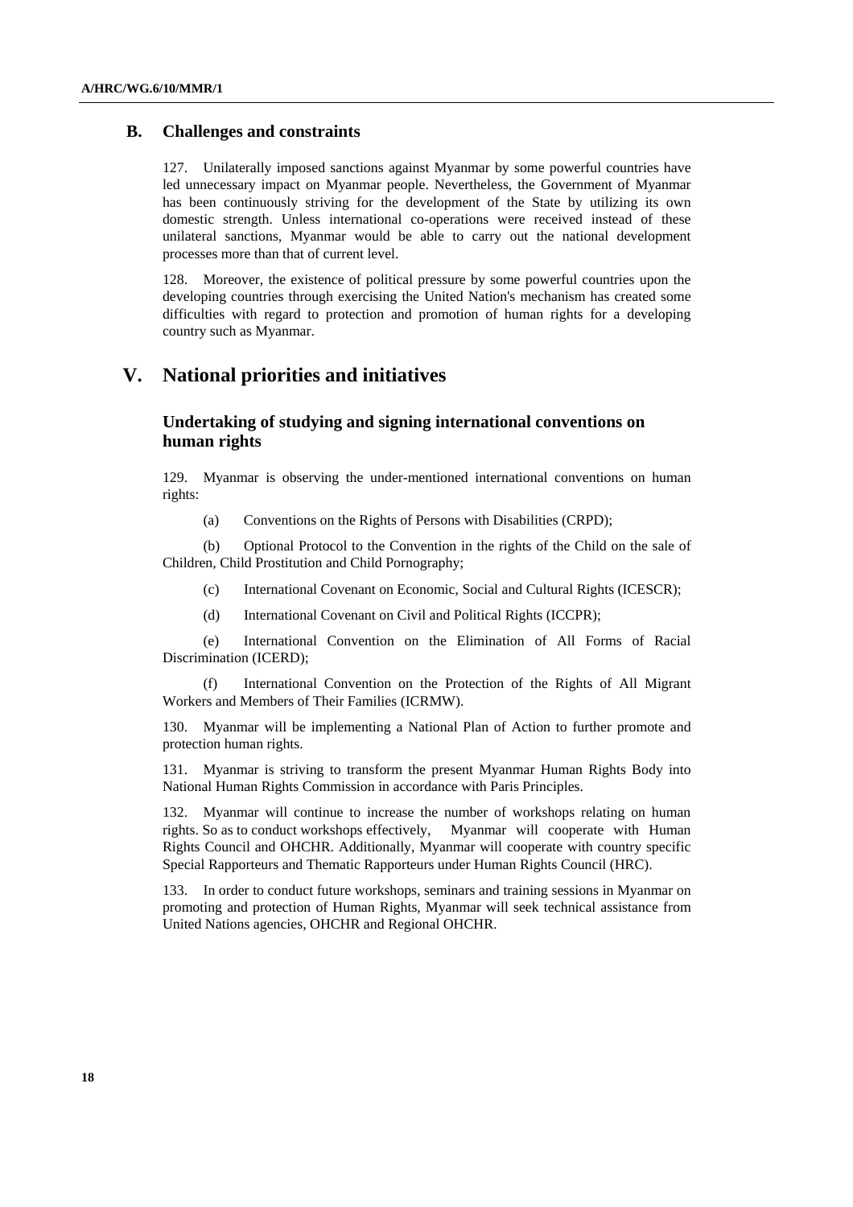### B. Challenges and constraints

127. Unilaterally imposed sanctions against Myanmar by some powerful countries have led unnecessary impact on Myanmar people. Nevertheless, the Government of Myanmar has been continuously striving for the development of the State by utilizing its own domestic strength. Unless international co-operations were received instead of these unilateral sanctions, Myanmar would be able to carry out the national development processes more than that of current level.

128. Moreover, the existence of political pressure by some powerful countries upon the developing countries through exercising the United Nation's mechanism has created some difficulties with regard to protection and promotion of human rights for a developing country such as Myanmar.

## V. National priorities and initiatives

### Undertaking of studying and signing international conventions on human rights

129. Myanmar is observing the under-mentioned international conventions on human rights:

(a) Conventions on the Rights of Persons with Disabilities (CRPD);

(b) Optional Protocol to the Convention in the rights of the Child on the sale of Children, Child Prostitution and Child Pornography;

(c) International Covenant on Economic, Social and Cultural Rights (ICESCR);

(d) International Covenant on Civil and Political Rights (ICCPR);

(e) International Convention on the Elimination of All Forms of Racial Discrimination (ICERD);

(f) International Convention on the Protection of the Rights of All Migrant Workers and Members of Their Families (ICRMW).

130. Myanmar will be implementing a National Plan of Action to further promote and protection human rights.

131. Myanmar is striving to transform the present Myanmar Human Rights Body into National Human Rights Commission in accordance with Paris Principles.

132. Myanmar will continue to increase the number of workshops relating on human rights. So as to conduct workshops effectively, Myanmar will cooperate with Human Rights Council and OHCHR. Additionally, Myanmar will cooperate with country specific Special Rapporteurs and Thematic Rapporteurs under Human Rights Council (HRC).

133. In order to conduct future workshops, seminars and training sessions in Myanmar on promoting and protection of Human Rights, Myanmar will seek technical assistance from United Nations agencies, OHCHR and Regional OHCHR.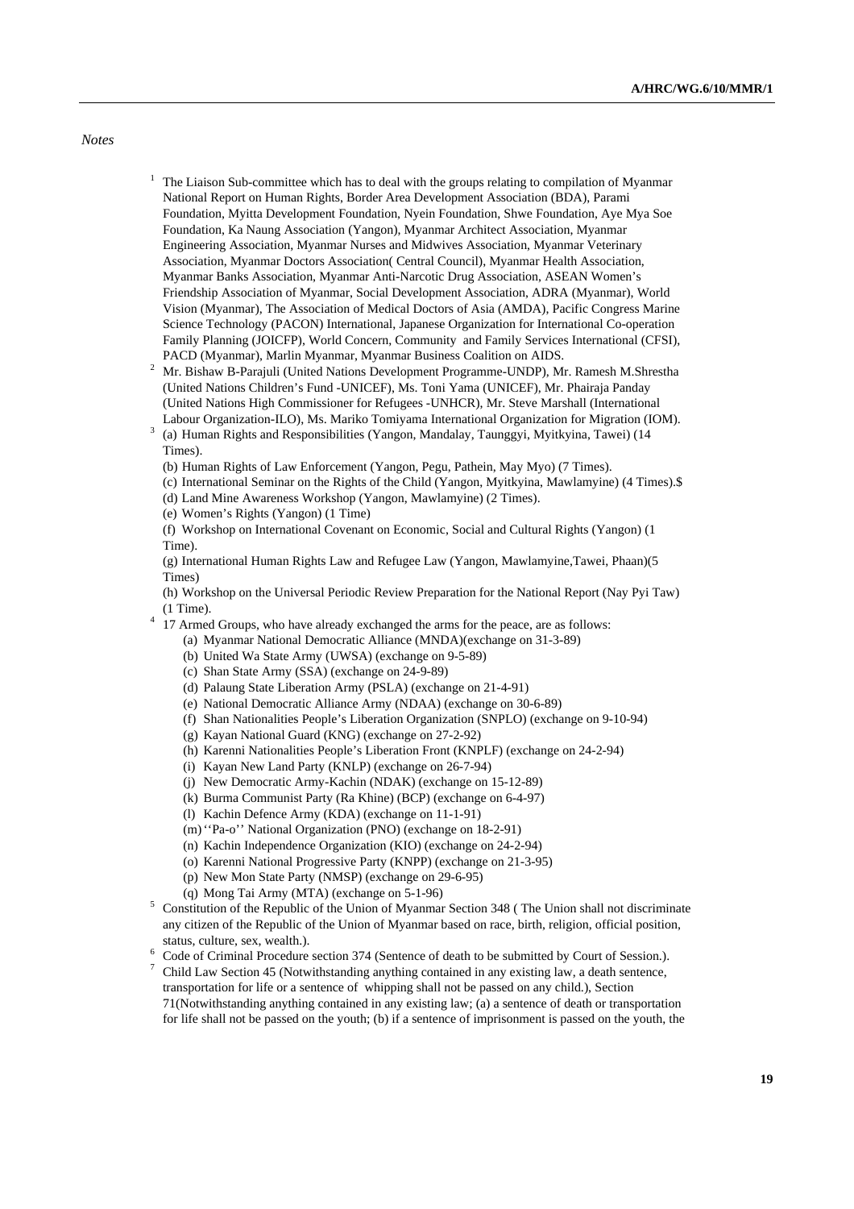*Notes*

[1] The Liaison Sub-committee which has to deal with the groups relating to compilation of Myanmar National Report on Human Rights, Border Area Development Association (BDA), Parami Foundation, Myitta Development Foundation, Nyein Foundation, Shwe Foundation, Aye Mya Soe Foundation, Ka Naung Association (Yangon), Myanmar Architect Association, Myanmar Engineering Association, Myanmar Nurses and Midwives Association, Myanmar Veterinary Association, Myanmar Doctors Association( Central Council), Myanmar Health Association, Myanmar Banks Association, Myanmar Anti-Narcotic Drug Association, ASEAN Women's Friendship Association of Myanmar, Social Development Association, ADRA (Myanmar), World Vision (Myanmar), The Association of Medical Doctors of Asia (AMDA), Pacific Congress Marine Science Technology (PACON) International, Japanese Organization for International Co-operation Family Planning (JOICFP), World Concern, Community and Family Services International (CFSI), PACD (Myanmar), Marlin Myanmar, Myanmar Business Coalition on AIDS.

[2] Mr. Bishaw B-Parajuli (United Nations Development Programme-UNDP), Mr. Ramesh M.Shrestha (United Nations Children's Fund -UNICEF), Ms. Toni Yama (UNICEF), Mr. Phairaja Panday (United Nations High Commissioner for Refugees -UNHCR), Mr. Steve Marshall (International Labour Organization-ILO), Ms. Mariko Tomiyama International Organization for Migration (IOM).

[3] (a) Human Rights and Responsibilities (Yangon, Mandalay, Taunggyi, Myitkyina, Tawei) (14 Times).

(b) Human Rights of Law Enforcement (Yangon, Pegu, Pathein, May Myo) (7 Times).

(c) International Seminar on the Rights of the Child (Yangon, Myitkyina, Mawlamyine) (4 Times).$

(d) Land Mine Awareness Workshop (Yangon, Mawlamyine) (2 Times).

(e) Women's Rights (Yangon) (1 Time)

(f) Workshop on International Covenant on Economic, Social and Cultural Rights (Yangon) (1 Time).

(g) International Human Rights Law and Refugee Law (Yangon, Mawlamyine,Tawei, Phaan)(5 Times)

(h) Workshop on the Universal Periodic Review Preparation for the National Report (Nay Pyi Taw) (1 Time).

[4] 17 Armed Groups, who have already exchanged the arms for the peace, are as follows:

- (a) Myanmar National Democratic Alliance (MNDA)(exchange on 31-3-89)
- (b) United Wa State Army (UWSA) (exchange on 9-5-89)
- (c) Shan State Army (SSA) (exchange on 24-9-89)
- (d) Palaung State Liberation Army (PSLA) (exchange on 21-4-91)
- (e) National Democratic Alliance Army (NDAA) (exchange on 30-6-89)
- (f) Shan Nationalities People's Liberation Organization (SNPLO) (exchange on 9-10-94)
- (g) Kayan National Guard (KNG) (exchange on 27-2-92)
- (h) Karenni Nationalities People's Liberation Front (KNPLF) (exchange on 24-2-94)
- (i) Kayan New Land Party (KNLP) (exchange on 26-7-94)
- (j) New Democratic Army-Kachin (NDAK) (exchange on 15-12-89)
- (k) Burma Communist Party (Ra Khine) (BCP) (exchange on 6-4-97)
- (l) Kachin Defence Army (KDA) (exchange on 11-1-91)
- (m) ''Pa-o'' National Organization (PNO) (exchange on 18-2-91)
- (n) Kachin Independence Organization (KIO) (exchange on 24-2-94)
- (o) Karenni National Progressive Party (KNPP) (exchange on 21-3-95)
- (p) New Mon State Party (NMSP) (exchange on 29-6-95)
- (q) Mong Tai Army (MTA) (exchange on 5-1-96)

[5] Constitution of the Republic of the Union of Myanmar Section 348 ( The Union shall not discriminate any citizen of the Republic of the Union of Myanmar based on race, birth, religion, official position, status, culture, sex, wealth.).

[6] Code of Criminal Procedure section 374 (Sentence of death to be submitted by Court of Session.).

[7] Child Law Section 45 (Notwithstanding anything contained in any existing law, a death sentence, transportation for life or a sentence of whipping shall not be passed on any child.), Section 71(Notwithstanding anything contained in any existing law; (a) a sentence of death or transportation for life shall not be passed on the youth; (b) if a sentence of imprisonment is passed on the youth, the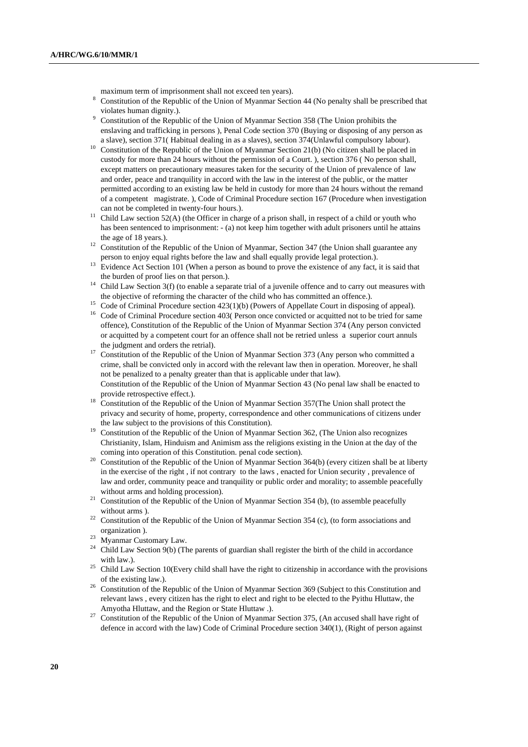maximum term of imprisonment shall not exceed ten years).

[8] Constitution of the Republic of the Union of Myanmar Section 44 (No penalty shall be prescribed that violates human dignity.).

[9] Constitution of the Republic of the Union of Myanmar Section 358 (The Union prohibits the enslaving and trafficking in persons ), Penal Code section 370 (Buying or disposing of any person as a slave), section 371( Habitual dealing in as a slaves), section 374(Unlawful compulsory labour).

[10] Constitution of the Republic of the Union of Myanmar Section 21(b) (No citizen shall be placed in custody for more than 24 hours without the permission of a Court. ), section 376 ( No person shall, except matters on precautionary measures taken for the security of the Union of prevalence of law and order, peace and tranquility in accord with the law in the interest of the public, or the matter permitted according to an existing law be held in custody for more than 24 hours without the remand of a competent magistrate. ), Code of Criminal Procedure section 167 (Procedure when investigation can not be completed in twenty-four hours.).

[11] Child Law section 52(A) (the Officer in charge of a prison shall, in respect of a child or youth who has been sentenced to imprisonment: - (a) not keep him together with adult prisoners until he attains the age of 18 years.).

[12] Constitution of the Republic of the Union of Myanmar, Section 347 (the Union shall guarantee any person to enjoy equal rights before the law and shall equally provide legal protection.).

[13] Evidence Act Section 101 (When a person as bound to prove the existence of any fact, it is said that the burden of proof lies on that person.).

[14] Child Law Section 3(f) (to enable a separate trial of a juvenile offence and to carry out measures with the objective of reforming the character of the child who has committed an offence.).

[15] Code of Criminal Procedure section 423(1)(b) (Powers of Appellate Court in disposing of appeal).

[16] Code of Criminal Procedure section 403( Person once convicted or acquitted not to be tried for same offence), Constitution of the Republic of the Union of Myanmar Section 374 (Any person convicted or acquitted by a competent court for an offence shall not be retried unless a superior court annuls the judgment and orders the retrial).

[17] Constitution of the Republic of the Union of Myanmar Section 373 (Any person who committed a crime, shall be convicted only in accord with the relevant law then in operation. Moreover, he shall not be penalized to a penalty greater than that is applicable under that law).
Constitution of the Republic of the Union of Myanmar Section 43 (No penal law shall be enacted to provide retrospective effect.).

[18] Constitution of the Republic of the Union of Myanmar Section 357(The Union shall protect the privacy and security of home, property, correspondence and other communications of citizens under the law subject to the provisions of this Constitution).

[19] Constitution of the Republic of the Union of Myanmar Section 362, (The Union also recognizes Christianity, Islam, Hinduism and Animism ass the religions existing in the Union at the day of the coming into operation of this Constitution. penal code section).

[20] Constitution of the Republic of the Union of Myanmar Section 364(b) (every citizen shall be at liberty in the exercise of the right , if not contrary to the laws , enacted for Union security , prevalence of law and order, community peace and tranquility or public order and morality; to assemble peacefully without arms and holding procession).

[21] Constitution of the Republic of the Union of Myanmar Section 354 (b), (to assemble peacefully without arms ).

[22] Constitution of the Republic of the Union of Myanmar Section 354 (c), (to form associations and organization ).

[23] Myanmar Customary Law.

[24] Child Law Section 9(b) (The parents of guardian shall register the birth of the child in accordance with law.).

[25] Child Law Section 10(Every child shall have the right to citizenship in accordance with the provisions of the existing law.).

[26] Constitution of the Republic of the Union of Myanmar Section 369 (Subject to this Constitution and relevant laws , every citizen has the right to elect and right to be elected to the Pyithu Hluttaw, the Amyotha Hluttaw, and the Region or State Hluttaw .).

[27] Constitution of the Republic of the Union of Myanmar Section 375, (An accused shall have right of defence in accord with the law) Code of Criminal Procedure section 340(1), (Right of person against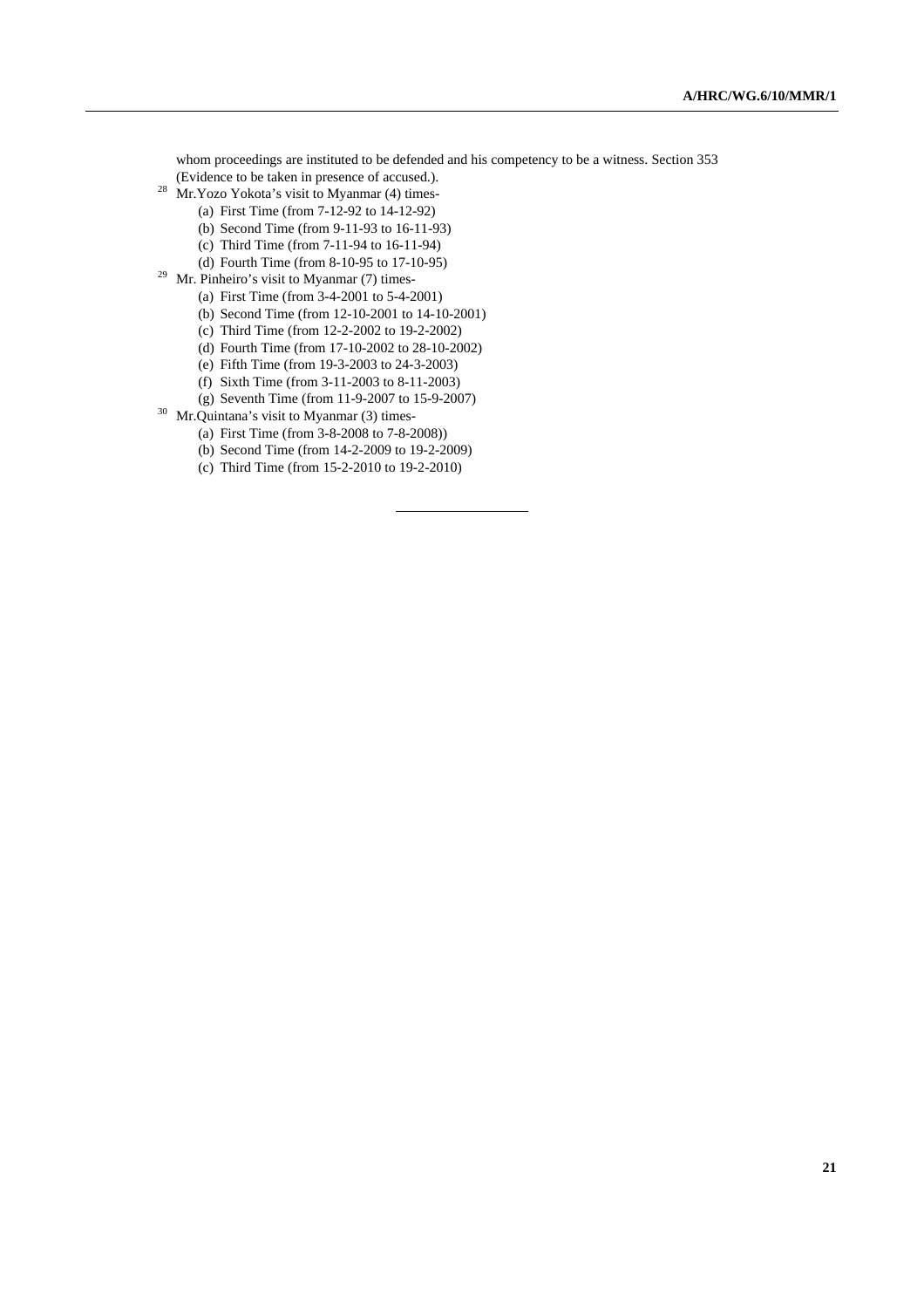whom proceedings are instituted to be defended and his competency to be a witness. Section 353 (Evidence to be taken in presence of accused.).

[28] Mr.Yozo Yokota's visit to Myanmar (4) times-

- (a) First Time (from 7-12-92 to 14-12-92)
- (b) Second Time (from 9-11-93 to 16-11-93)
- (c) Third Time (from 7-11-94 to 16-11-94)
- (d) Fourth Time (from 8-10-95 to 17-10-95)

[29] Mr. Pinheiro's visit to Myanmar (7) times-

- (a) First Time (from 3-4-2001 to 5-4-2001)
- (b) Second Time (from 12-10-2001 to 14-10-2001)
- (c) Third Time (from 12-2-2002 to 19-2-2002)
- (d) Fourth Time (from 17-10-2002 to 28-10-2002)
- (e) Fifth Time (from 19-3-2003 to 24-3-2003)
- (f) Sixth Time (from 3-11-2003 to 8-11-2003)
- (g) Seventh Time (from 11-9-2007 to 15-9-2007)

[30] Mr.Quintana's visit to Myanmar (3) times-

- (a) First Time (from 3-8-2008 to 7-8-2008))
- (b) Second Time (from 14-2-2009 to 19-2-2009)
- (c) Third Time (from 15-2-2010 to 19-2-2010)